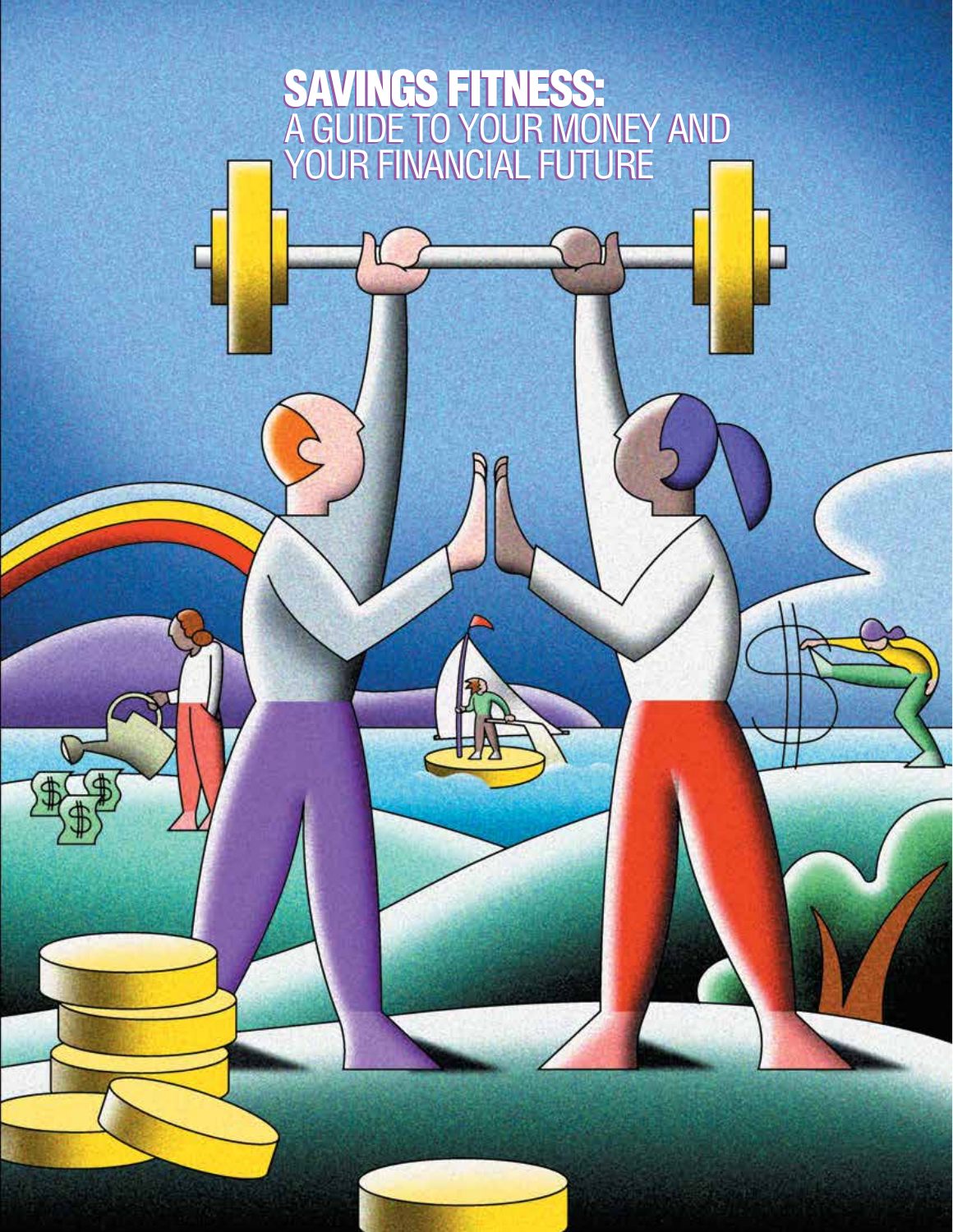# SAVINGS FITNESS:

A GUIDE TO YOUR MONEY AND YOUR FINANCIAL FUTURE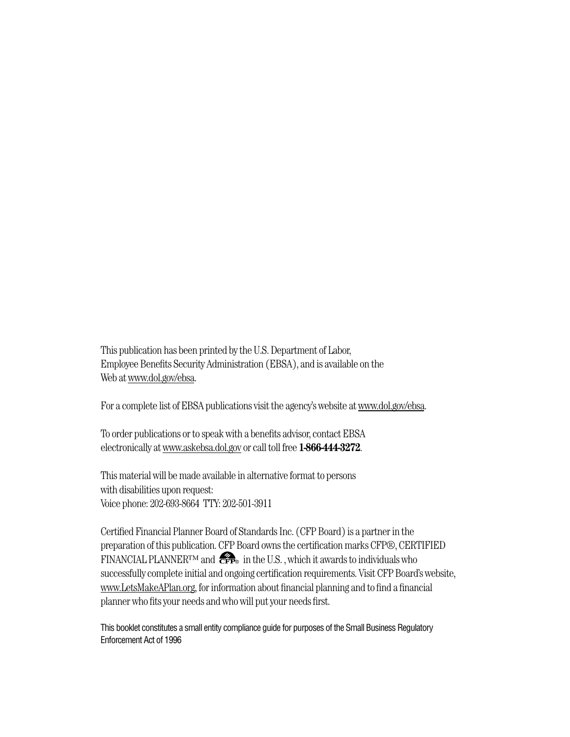This publication has been printed by the U.S. Department of Labor, Employee Benefits Security Administration (EBSA), and is available on the Web at www.dol.gov/ebsa.

For a complete list of EBSA publications visit the agency's website at www.dol.gov/ebsa.

To order publications or to speak with a benefits advisor, contact EBSA electronically at www.askebsa.dol.gov or call toll free **1-866-444-3272**.

This material will be made available in alternative format to persons with disabilities upon request:
Voice phone: 202-693-8664 TTY: 202-501-3911

Certified Financial Planner Board of Standards Inc. (CFP Board) is a partner in the preparation of this publication. CFP Board owns the certification marks CFP®, CERTIFIED FINANCIAL PLANNER™ and CFP® in the U.S. , which it awards to individuals who successfully complete initial and ongoing certification requirements. Visit CFP Board's website, www.LetsMakeAPlan.org, for information about financial planning and to find a financial planner who fits your needs and who will put your needs first.

This booklet constitutes a small entity compliance guide for purposes of the Small Business Regulatory Enforcement Act of 1996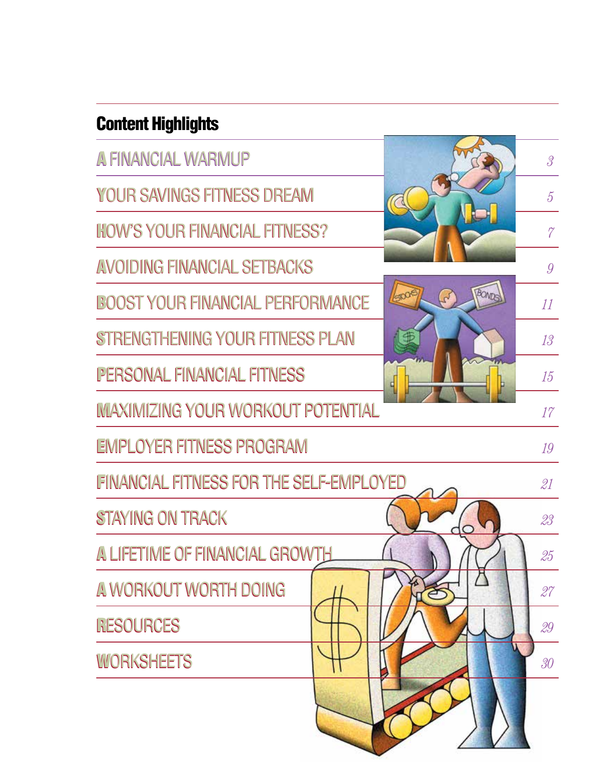## Content Highlights

| | |
|---|---|
| A FINANCIAL WARMUP | 3 |
| YOUR SAVINGS FITNESS DREAM | 5 |
| HOW'S YOUR FINANCIAL FITNESS? | 7 |
| AVOIDING FINANCIAL SETBACKS | 9 |
| BOOST YOUR FINANCIAL PERFORMANCE | 11 |
| STRENGTHENING YOUR FITNESS PLAN | 13 |
| PERSONAL FINANCIAL FITNESS | 15 |
| MAXIMIZING YOUR WORKOUT POTENTIAL | 17 |
| EMPLOYER FITNESS PROGRAM | 19 |
| FINANCIAL FITNESS FOR THE SELF-EMPLOYED | 21 |
| STAYING ON TRACK | 23 |
| A LIFETIME OF FINANCIAL GROWTH | 25 |
| A WORKOUT WORTH DOING | 27 |
| RESOURCES | 29 |
| WORKSHEETS | 30 |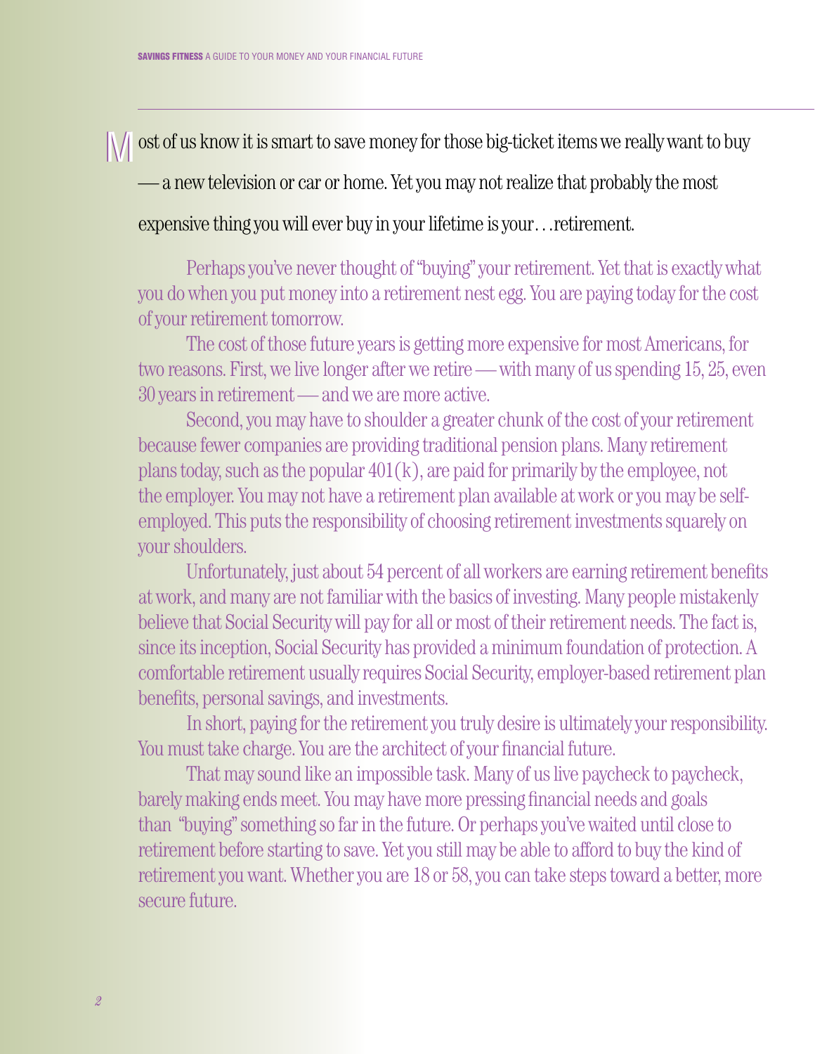Most of us know it is smart to save money for those big-ticket items we really want to buy — a new television or car or home. Yet you may not realize that probably the most expensive thing you will ever buy in your lifetime is your . . .retirement.

Perhaps you've never thought of "buying" your retirement. Yet that is exactly what you do when you put money into a retirement nest egg. You are paying today for the cost of your retirement tomorrow.

The cost of those future years is getting more expensive for most Americans, for two reasons. First, we live longer after we retire — with many of us spending 15, 25, even 30 years in retirement — and we are more active.

Second, you may have to shoulder a greater chunk of the cost of your retirement because fewer companies are providing traditional pension plans. Many retirement plans today, such as the popular 401(k), are paid for primarily by the employee, not the employer. You may not have a retirement plan available at work or you may be self-employed. This puts the responsibility of choosing retirement investments squarely on your shoulders.

Unfortunately, just about 54 percent of all workers are earning retirement benefits at work, and many are not familiar with the basics of investing. Many people mistakenly believe that Social Security will pay for all or most of their retirement needs. The fact is, since its inception, Social Security has provided a minimum foundation of protection. A comfortable retirement usually requires Social Security, employer-based retirement plan benefits, personal savings, and investments.

In short, paying for the retirement you truly desire is ultimately your responsibility. You must take charge. You are the architect of your financial future.

That may sound like an impossible task. Many of us live paycheck to paycheck, barely making ends meet. You may have more pressing financial needs and goals than "buying" something so far in the future. Or perhaps you've waited until close to retirement before starting to save. Yet you still may be able to afford to buy the kind of retirement you want. Whether you are 18 or 58, you can take steps toward a better, more secure future.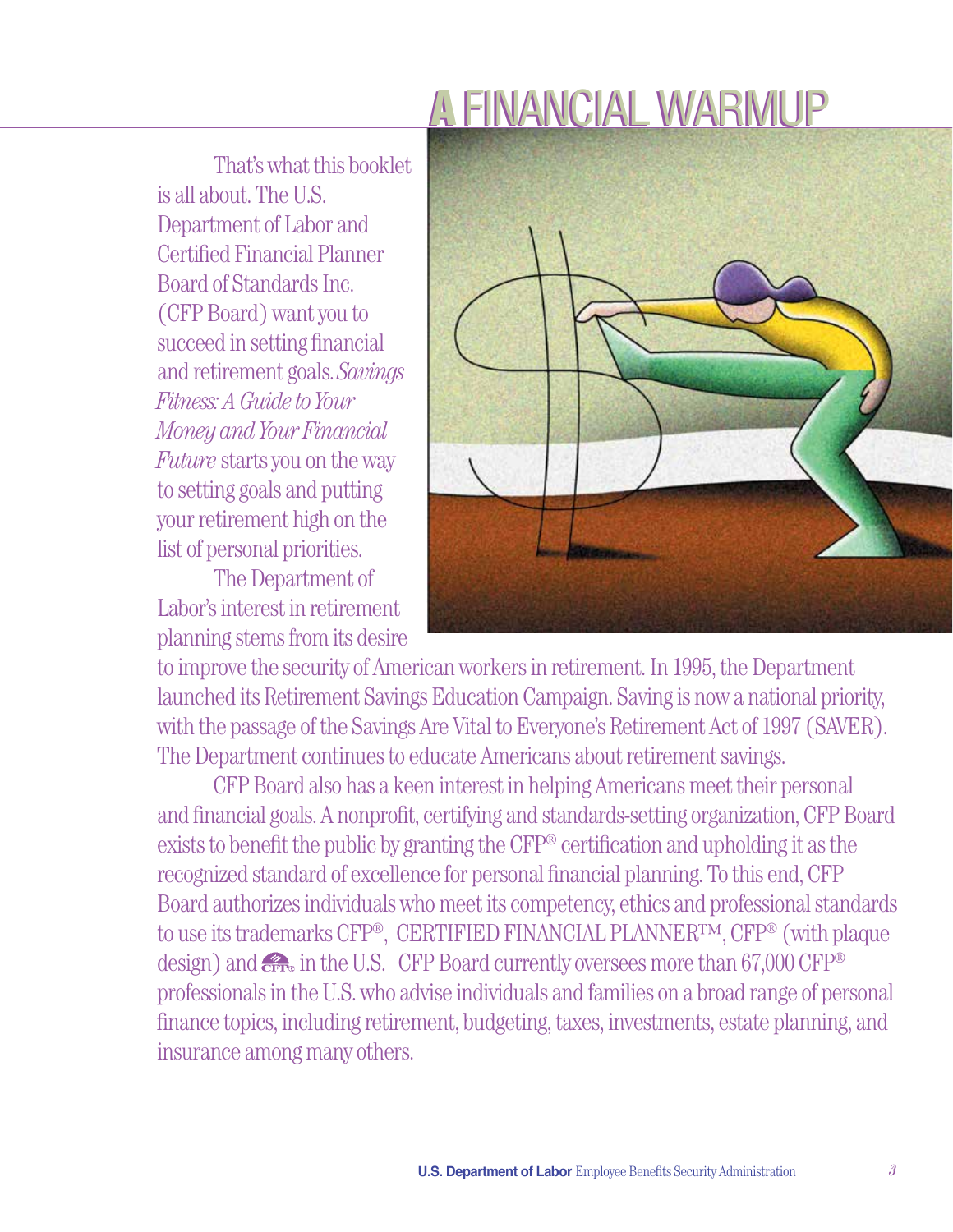# A FINANCIAL WARMUP

That's what this booklet is all about. The U.S. Department of Labor and Certified Financial Planner Board of Standards Inc. (CFP Board) want you to succeed in setting financial and retirement goals. *Savings Fitness: A Guide to Your Money and Your Financial Future* starts you on the way to setting goals and putting your retirement high on the list of personal priorities.

The Department of Labor's interest in retirement planning stems from its desire to improve the security of American workers in retirement. In 1995, the Department launched its Retirement Savings Education Campaign. Saving is now a national priority, with the passage of the Savings Are Vital to Everyone's Retirement Act of 1997 (SAVER). The Department continues to educate Americans about retirement savings.

CFP Board also has a keen interest in helping Americans meet their personal and financial goals. A nonprofit, certifying and standards-setting organization, CFP Board exists to benefit the public by granting the CFP® certification and upholding it as the recognized standard of excellence for personal financial planning. To this end, CFP Board authorizes individuals who meet its competency, ethics and professional standards to use its trademarks CFP®, CERTIFIED FINANCIAL PLANNER™, CFP® (with plaque design) and CFP® (flame design) in the U.S. CFP Board currently oversees more than 67,000 CFP® professionals in the U.S. who advise individuals and families on a broad range of personal finance topics, including retirement, budgeting, taxes, investments, estate planning, and insurance among many others.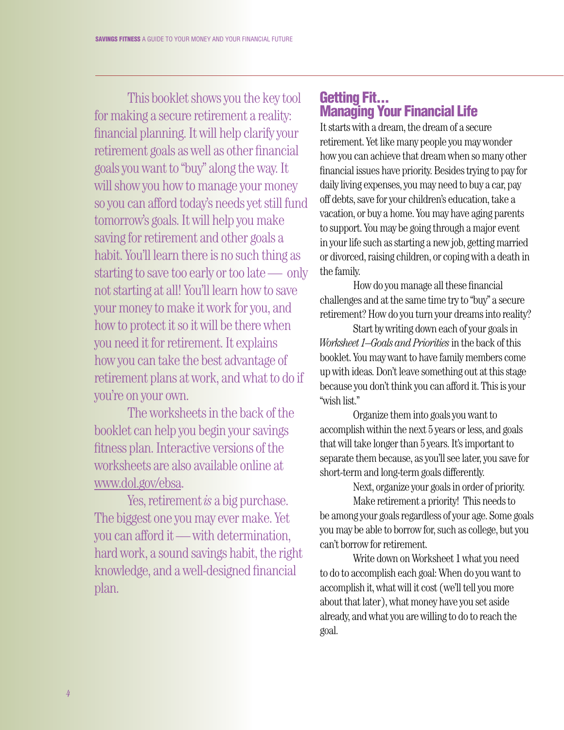This booklet shows you the key tool for making a secure retirement a reality: financial planning. It will help clarify your retirement goals as well as other financial goals you want to "buy" along the way. It will show you how to manage your money so you can afford today's needs yet still fund tomorrow's goals. It will help you make saving for retirement and other goals a habit. You'll learn there is no such thing as starting to save too early or too late — only not starting at all! You'll learn how to save your money to make it work for you, and how to protect it so it will be there when you need it for retirement. It explains how you can take the best advantage of retirement plans at work, and what to do if you're on your own.

The worksheets in the back of the booklet can help you begin your savings fitness plan. Interactive versions of the worksheets are also available online at www.dol.gov/ebsa.

Yes, retirement *is* a big purchase. The biggest one you may ever make. Yet you can afford it — with determination, hard work, a sound savings habit, the right knowledge, and a well-designed financial plan.

## Getting Fit… Managing Your Financial Life

It starts with a dream, the dream of a secure retirement. Yet like many people you may wonder how you can achieve that dream when so many other financial issues have priority. Besides trying to pay for daily living expenses, you may need to buy a car, pay off debts, save for your children's education, take a vacation, or buy a home. You may have aging parents to support. You may be going through a major event in your life such as starting a new job, getting married or divorced, raising children, or coping with a death in the family.

How do you manage all these financial challenges and at the same time try to "buy" a secure retirement? How do you turn your dreams into reality?

Start by writing down each of your goals in *Worksheet 1–Goals and Priorities* in the back of this booklet. You may want to have family members come up with ideas. Don't leave something out at this stage because you don't think you can afford it. This is your "wish list."

Organize them into goals you want to accomplish within the next 5 years or less, and goals that will take longer than 5 years. It's important to separate them because, as you'll see later, you save for short-term and long-term goals differently.

Next, organize your goals in order of priority.

Make retirement a priority! This needs to be among your goals regardless of your age. Some goals you may be able to borrow for, such as college, but you can't borrow for retirement.

Write down on Worksheet 1 what you need to do to accomplish each goal: When do you want to accomplish it, what will it cost (we'll tell you more about that later), what money have you set aside already, and what you are willing to do to reach the goal.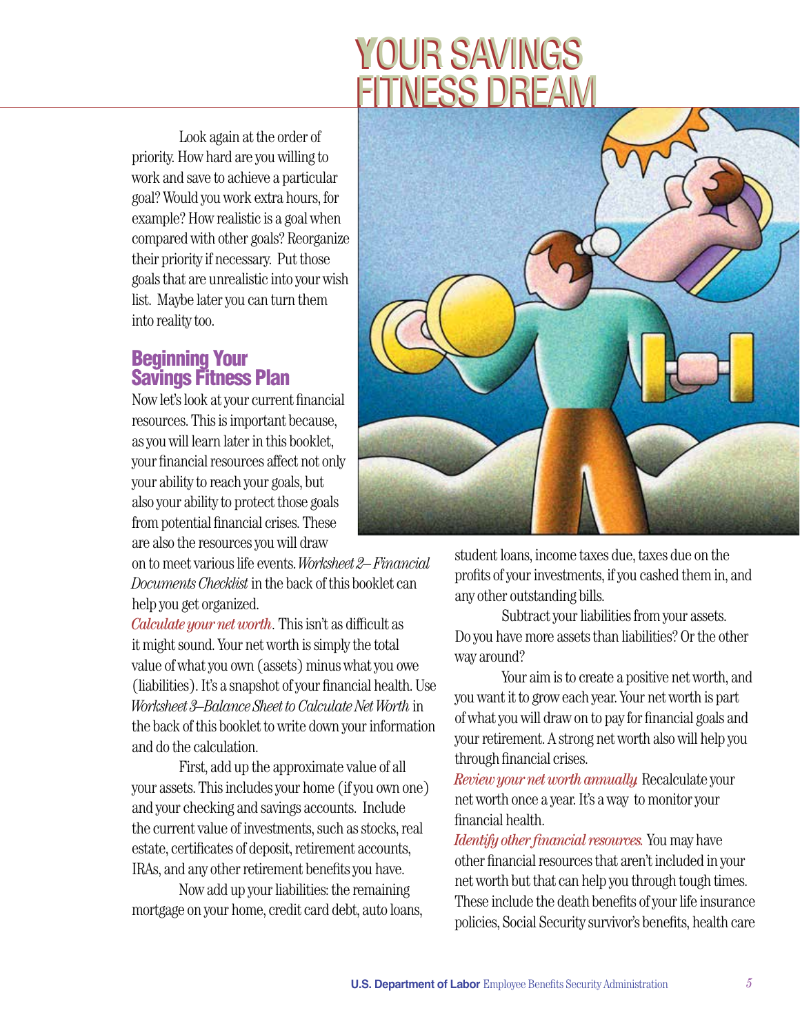# YOUR SAVINGS FITNESS DREAM

Look again at the order of priority. How hard are you willing to work and save to achieve a particular goal? Would you work extra hours, for example? How realistic is a goal when compared with other goals? Reorganize their priority if necessary. Put those goals that are unrealistic into your wish list. Maybe later you can turn them into reality too.

## Beginning Your Savings Fitness Plan

Now let's look at your current financial resources. This is important because, as you will learn later in this booklet, your financial resources affect not only your ability to reach your goals, but also your ability to protect those goals from potential financial crises. These are also the resources you will draw on to meet various life events. *Worksheet 2–Financial Documents Checklist* in the back of this booklet can help you get organized.

*Calculate your net worth*. This isn't as difficult as it might sound. Your net worth is simply the total value of what you own (assets) minus what you owe (liabilities). It's a snapshot of your financial health. Use *Worksheet 3–Balance Sheet to Calculate Net Worth* in the back of this booklet to write down your information and do the calculation.

First, add up the approximate value of all your assets. This includes your home (if you own one) and your checking and savings accounts. Include the current value of investments, such as stocks, real estate, certificates of deposit, retirement accounts, IRAs, and any other retirement benefits you have.

Now add up your liabilities: the remaining mortgage on your home, credit card debt, auto loans, student loans, income taxes due, taxes due on the profits of your investments, if you cashed them in, and any other outstanding bills.

Subtract your liabilities from your assets. Do you have more assets than liabilities? Or the other way around?

Your aim is to create a positive net worth, and you want it to grow each year. Your net worth is part of what you will draw on to pay for financial goals and your retirement. A strong net worth also will help you through financial crises.

*Review your net worth annually.* Recalculate your net worth once a year. It's a way to monitor your financial health.

*Identify other financial resources.* You may have other financial resources that aren't included in your net worth but that can help you through tough times. These include the death benefits of your life insurance policies, Social Security survivor's benefits, health care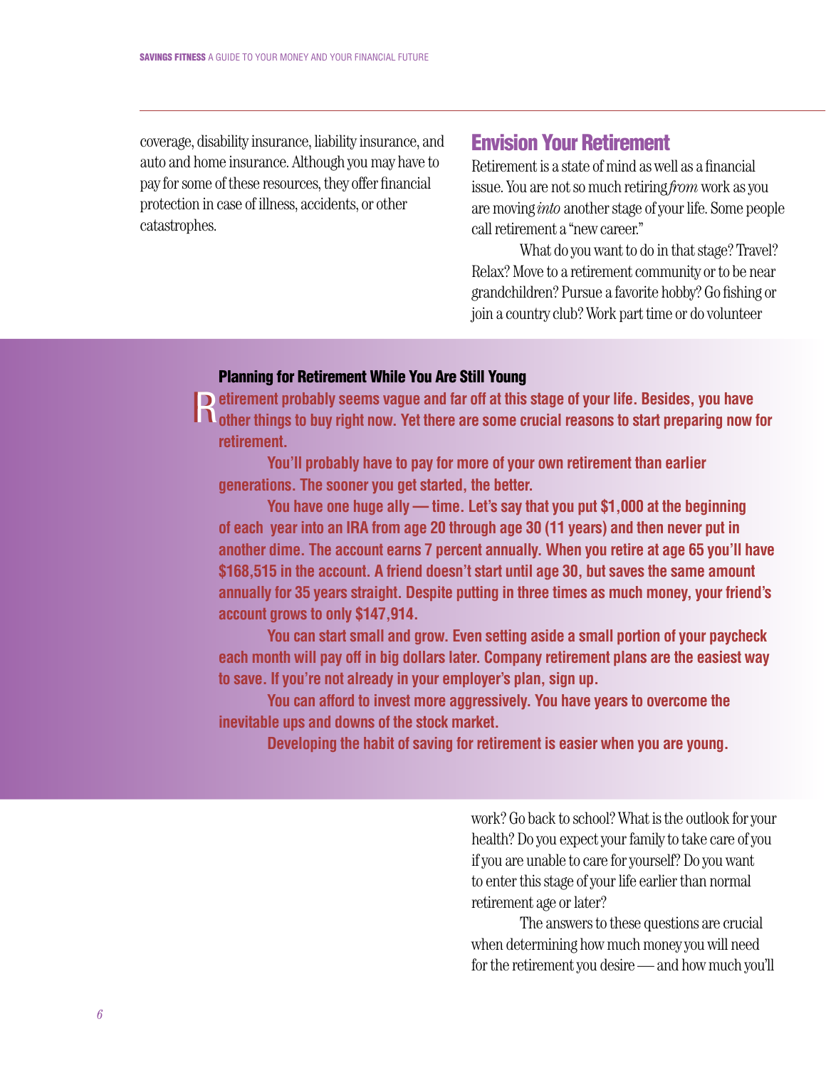coverage, disability insurance, liability insurance, and auto and home insurance. Although you may have to pay for some of these resources, they offer financial protection in case of illness, accidents, or other catastrophes.

## Envision Your Retirement

Retirement is a state of mind as well as a financial issue. You are not so much retiring *from* work as you are moving *into* another stage of your life. Some people call retirement a "new career."

What do you want to do in that stage? Travel? Relax? Move to a retirement community or to be near grandchildren? Pursue a favorite hobby? Go fishing or join a country club? Work part time or do volunteer work? Go back to school? What is the outlook for your health? Do you expect your family to take care of you if you are unable to care for yourself? Do you want to enter this stage of your life earlier than normal retirement age or later?

The answers to these questions are crucial when determining how much money you will need for the retirement you desire — and how much you'll

### Planning for Retirement While You Are Still Young

**Retirement probably seems vague and far off at this stage of your life. Besides, you have other things to buy right now. Yet there are some crucial reasons to start preparing now for retirement.**

**You'll probably have to pay for more of your own retirement than earlier generations. The sooner you get started, the better.**

**You have one huge ally — time. Let's say that you put $1,000 at the beginning of each year into an IRA from age 20 through age 30 (11 years) and then never put in another dime. The account earns 7 percent annually. When you retire at age 65 you'll have $168,515 in the account. A friend doesn't start until age 30, but saves the same amount annually for 35 years straight. Despite putting in three times as much money, your friend's account grows to only $147,914.**

**You can start small and grow. Even setting aside a small portion of your paycheck each month will pay off in big dollars later. Company retirement plans are the easiest way to save. If you're not already in your employer's plan, sign up.**

**You can afford to invest more aggressively. You have years to overcome the inevitable ups and downs of the stock market.**

**Developing the habit of saving for retirement is easier when you are young.**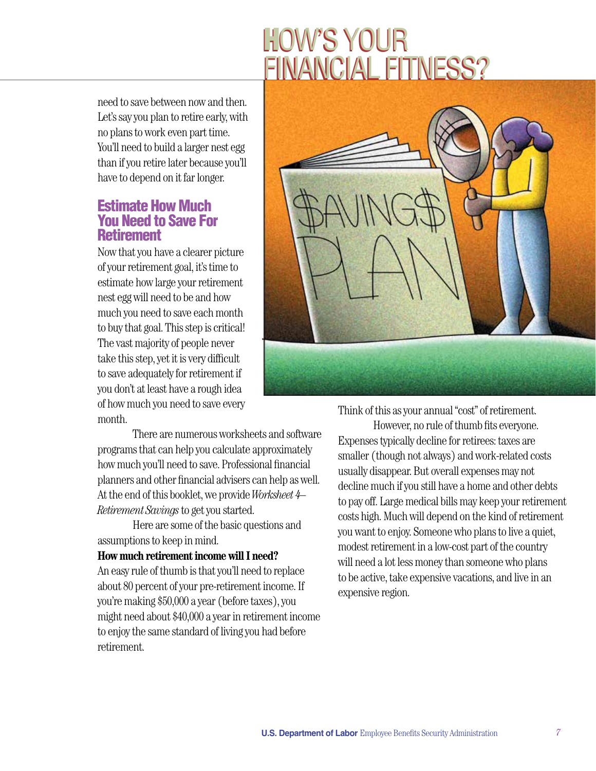need to save between now and then. Let's say you plan to retire early, with no plans to work even part time. You'll need to build a larger nest egg than if you retire later because you'll have to depend on it far longer.

## Estimate How Much You Need to Save For Retirement

Now that you have a clearer picture of your retirement goal, it's time to estimate how large your retirement nest egg will need to be and how much you need to save each month to buy that goal. This step is critical! The vast majority of people never take this step, yet it is very difficult to save adequately for retirement if you don't at least have a rough idea of how much you need to save every month.

There are numerous worksheets and software programs that can help you calculate approximately how much you'll need to save. Professional financial planners and other financial advisers can help as well. At the end of this booklet, we provide *Worksheet 4–Retirement Savings* to get you started.

Here are some of the basic questions and assumptions to keep in mind.

**How much retirement income will I need?**

An easy rule of thumb is that you'll need to replace about 80 percent of your pre-retirement income. If you're making $50,000 a year (before taxes), you might need about $40,000 a year in retirement income to enjoy the same standard of living you had before retirement. Think of this as your annual "cost" of retirement.

However, no rule of thumb fits everyone. Expenses typically decline for retirees: taxes are smaller (though not always) and work-related costs usually disappear. But overall expenses may not decline much if you still have a home and other debts to pay off. Large medical bills may keep your retirement costs high. Much will depend on the kind of retirement you want to enjoy. Someone who plans to live a quiet, modest retirement in a low-cost part of the country will need a lot less money than someone who plans to be active, take expensive vacations, and live in an expensive region.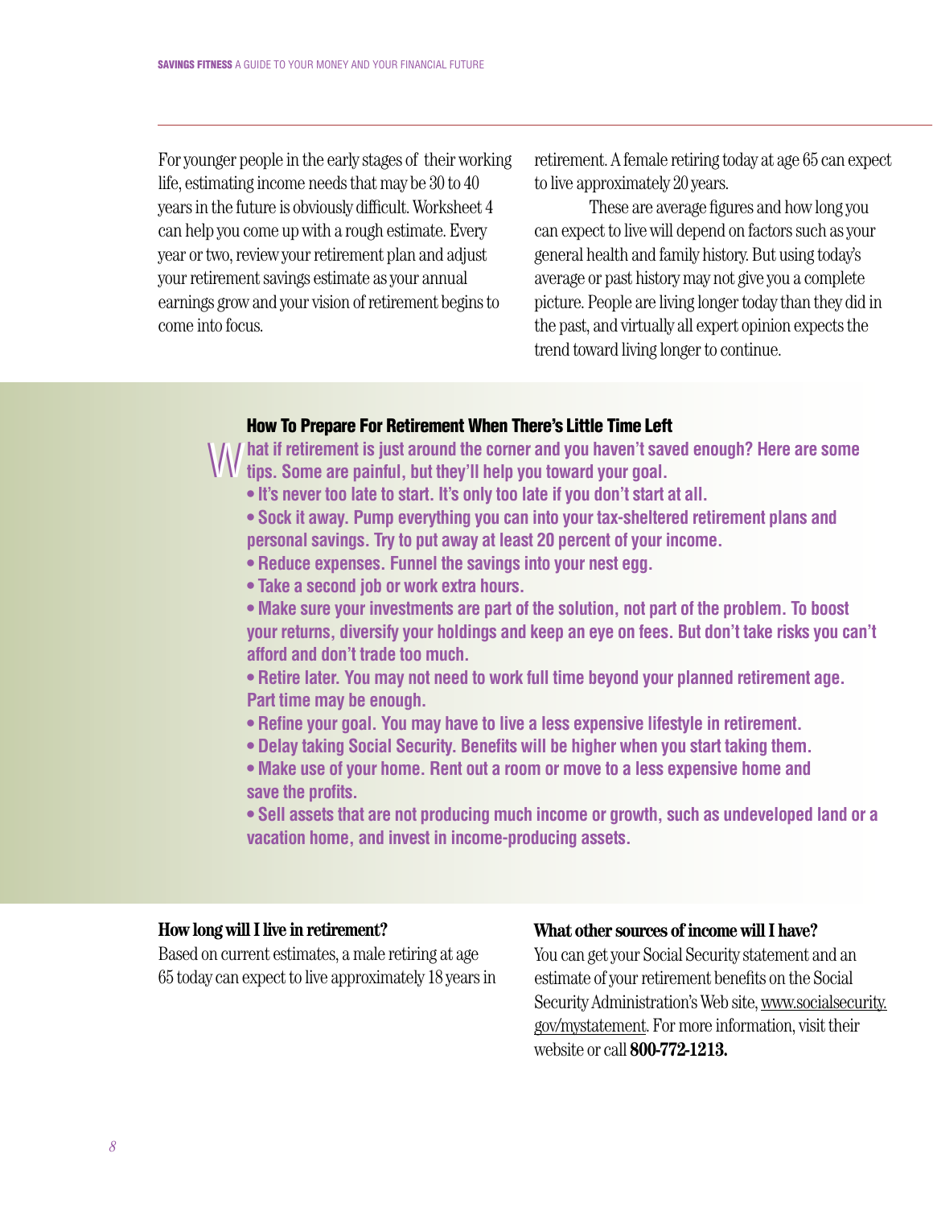For younger people in the early stages of their working life, estimating income needs that may be 30 to 40 years in the future is obviously difficult. Worksheet 4 can help you come up with a rough estimate. Every year or two, review your retirement plan and adjust your retirement savings estimate as your annual earnings grow and your vision of retirement begins to come into focus.

### How To Prepare For Retirement When There's Little Time Left

**What if retirement is just around the corner and you haven't saved enough? Here are some tips. Some are painful, but they'll help you toward your goal.**

- **It's never too late to start. It's only too late if you don't start at all.**
- **Sock it away. Pump everything you can into your tax-sheltered retirement plans and personal savings. Try to put away at least 20 percent of your income.**
- **Reduce expenses. Funnel the savings into your nest egg.**
- **Take a second job or work extra hours.**
- **Make sure your investments are part of the solution, not part of the problem. To boost your returns, diversify your holdings and keep an eye on fees. But don't take risks you can't afford and don't trade too much.**
- **Retire later. You may not need to work full time beyond your planned retirement age. Part time may be enough.**
- **Refine your goal. You may have to live a less expensive lifestyle in retirement.**
- **Delay taking Social Security. Benefits will be higher when you start taking them.**
- **Make use of your home. Rent out a room or move to a less expensive home and save the profits.**
- **Sell assets that are not producing much income or growth, such as undeveloped land or a vacation home, and invest in income-producing assets.**

### How long will I live in retirement?

Based on current estimates, a male retiring at age 65 today can expect to live approximately 18 years in retirement. A female retiring today at age 65 can expect to live approximately 20 years.

These are average figures and how long you can expect to live will depend on factors such as your general health and family history. But using today's average or past history may not give you a complete picture. People are living longer today than they did in the past, and virtually all expert opinion expects the trend toward living longer to continue.

### What other sources of income will I have?

You can get your Social Security statement and an estimate of your retirement benefits on the Social Security Administration's Web site, www.socialsecurity.gov/mystatement. For more information, visit their website or call **800-772-1213.**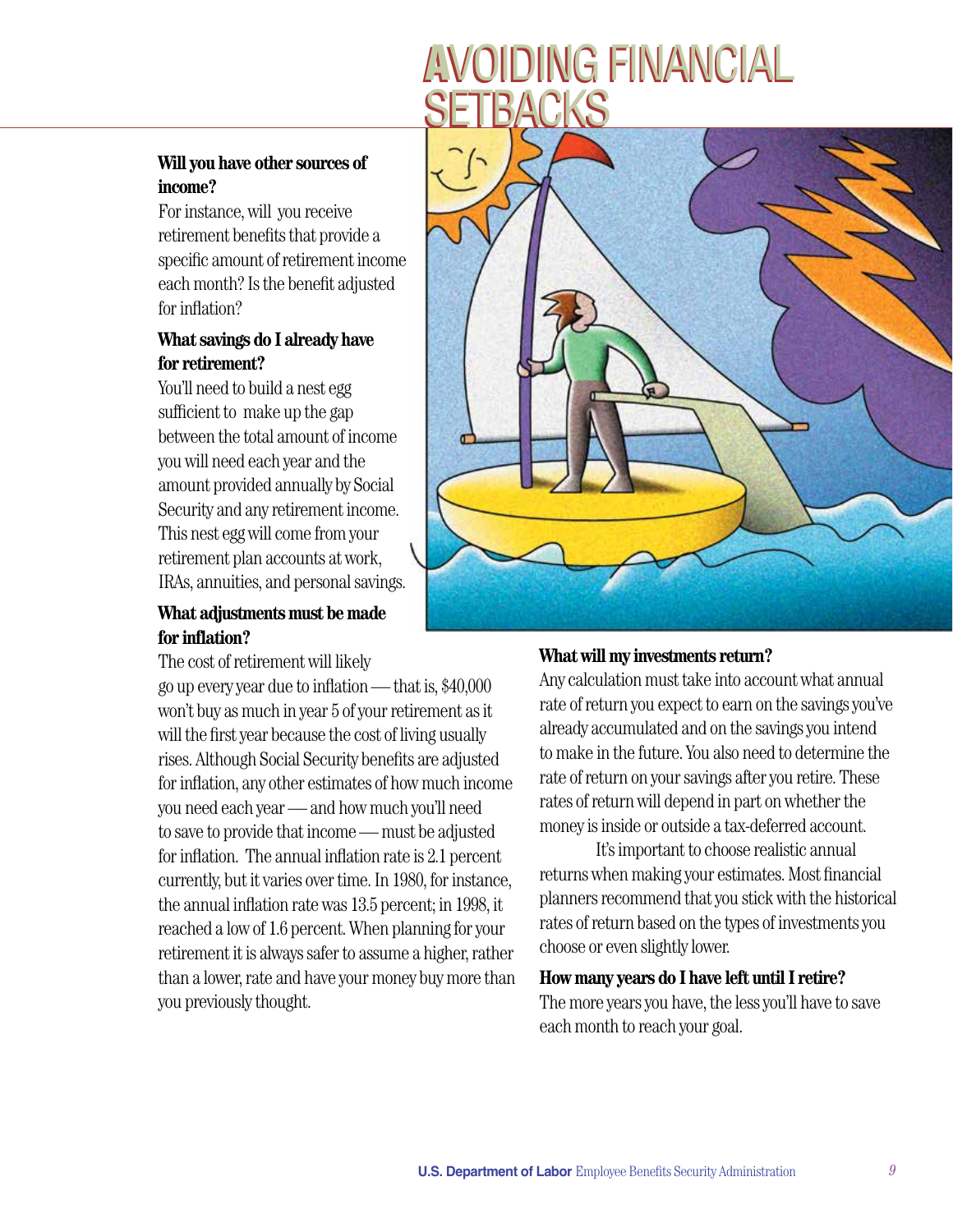# AVOIDING FINANCIAL SETBACKS

**Will you have other sources of income?**
For instance, will you receive retirement benefits that provide a specific amount of retirement income each month? Is the benefit adjusted for inflation?

**What savings do I already have for retirement?**
You'll need to build a nest egg sufficient to make up the gap between the total amount of income you will need each year and the amount provided annually by Social Security and any retirement income. This nest egg will come from your retirement plan accounts at work, IRAs, annuities, and personal savings.

**What adjustments must be made for inflation?**
The cost of retirement will likely go up every year due to inflation — that is, $40,000 won't buy as much in year 5 of your retirement as it will the first year because the cost of living usually rises. Although Social Security benefits are adjusted for inflation, any other estimates of how much income you need each year — and how much you'll need to save to provide that income — must be adjusted for inflation. The annual inflation rate is 2.1 percent currently, but it varies over time. In 1980, for instance, the annual inflation rate was 13.5 percent; in 1998, it reached a low of 1.6 percent. When planning for your retirement it is always safer to assume a higher, rather than a lower, rate and have your money buy more than you previously thought.

**What will my investments return?**
Any calculation must take into account what annual rate of return you expect to earn on the savings you've already accumulated and on the savings you intend to make in the future. You also need to determine the rate of return on your savings after you retire. These rates of return will depend in part on whether the money is inside or outside a tax-deferred account.

It's important to choose realistic annual returns when making your estimates. Most financial planners recommend that you stick with the historical rates of return based on the types of investments you choose or even slightly lower.

**How many years do I have left until I retire?**
The more years you have, the less you'll have to save each month to reach your goal.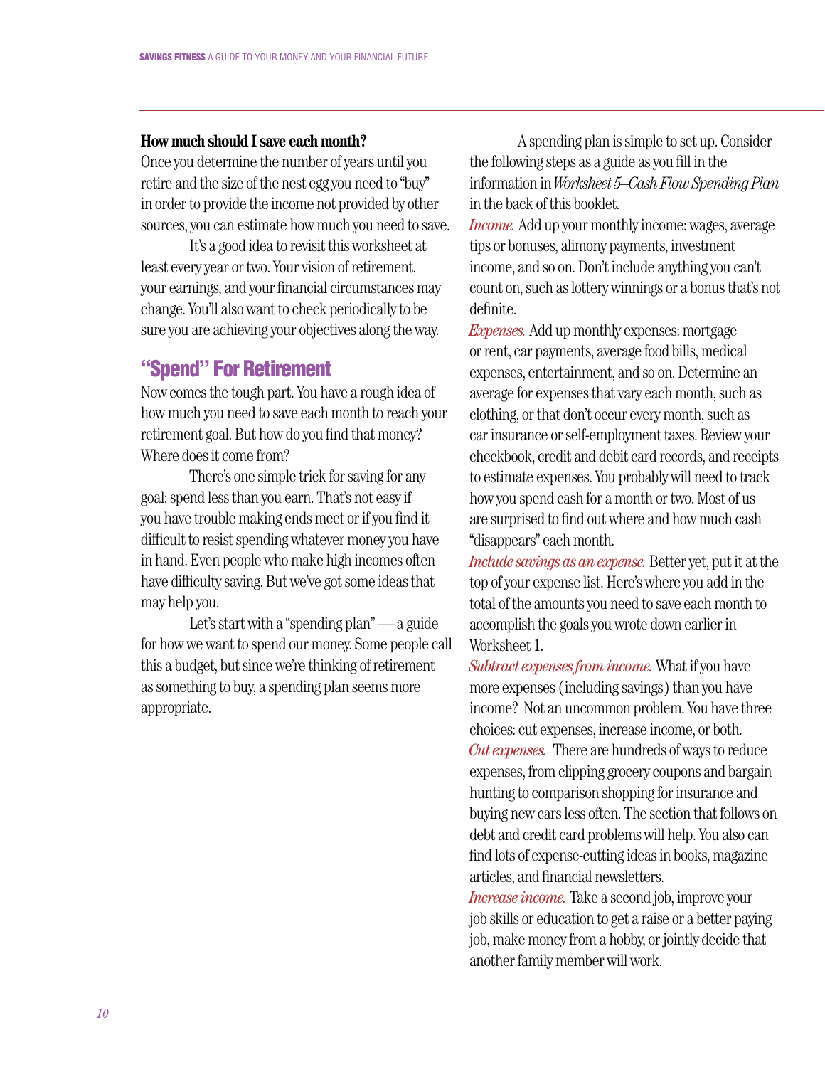**How much should I save each month?**

Once you determine the number of years until you retire and the size of the nest egg you need to "buy" in order to provide the income not provided by other sources, you can estimate how much you need to save.

It's a good idea to revisit this worksheet at least every year or two. Your vision of retirement, your earnings, and your financial circumstances may change. You'll also want to check periodically to be sure you are achieving your objectives along the way.

## "Spend" For Retirement

Now comes the tough part. You have a rough idea of how much you need to save each month to reach your retirement goal. But how do you find that money? Where does it come from?

There's one simple trick for saving for any goal: spend less than you earn. That's not easy if you have trouble making ends meet or if you find it difficult to resist spending whatever money you have in hand. Even people who make high incomes often have difficulty saving. But we've got some ideas that may help you.

Let's start with a "spending plan" — a guide for how we want to spend our money. Some people call this a budget, but since we're thinking of retirement as something to buy, a spending plan seems more appropriate.

A spending plan is simple to set up. Consider the following steps as a guide as you fill in the information in *Worksheet 5–Cash Flow Spending Plan* in the back of this booklet.

*Income.* Add up your monthly income: wages, average tips or bonuses, alimony payments, investment income, and so on. Don't include anything you can't count on, such as lottery winnings or a bonus that's not definite.

*Expenses.* Add up monthly expenses: mortgage or rent, car payments, average food bills, medical expenses, entertainment, and so on. Determine an average for expenses that vary each month, such as clothing, or that don't occur every month, such as car insurance or self-employment taxes. Review your checkbook, credit and debit card records, and receipts to estimate expenses. You probably will need to track how you spend cash for a month or two. Most of us are surprised to find out where and how much cash "disappears" each month.

*Include savings as an expense.* Better yet, put it at the top of your expense list. Here's where you add in the total of the amounts you need to save each month to accomplish the goals you wrote down earlier in Worksheet 1.

*Subtract expenses from income.* What if you have more expenses (including savings) than you have income? Not an uncommon problem. You have three choices: cut expenses, increase income, or both.

*Cut expenses.* There are hundreds of ways to reduce expenses, from clipping grocery coupons and bargain hunting to comparison shopping for insurance and buying new cars less often. The section that follows on debt and credit card problems will help. You also can find lots of expense-cutting ideas in books, magazine articles, and financial newsletters.

*Increase income.* Take a second job, improve your job skills or education to get a raise or a better paying job, make money from a hobby, or jointly decide that another family member will work.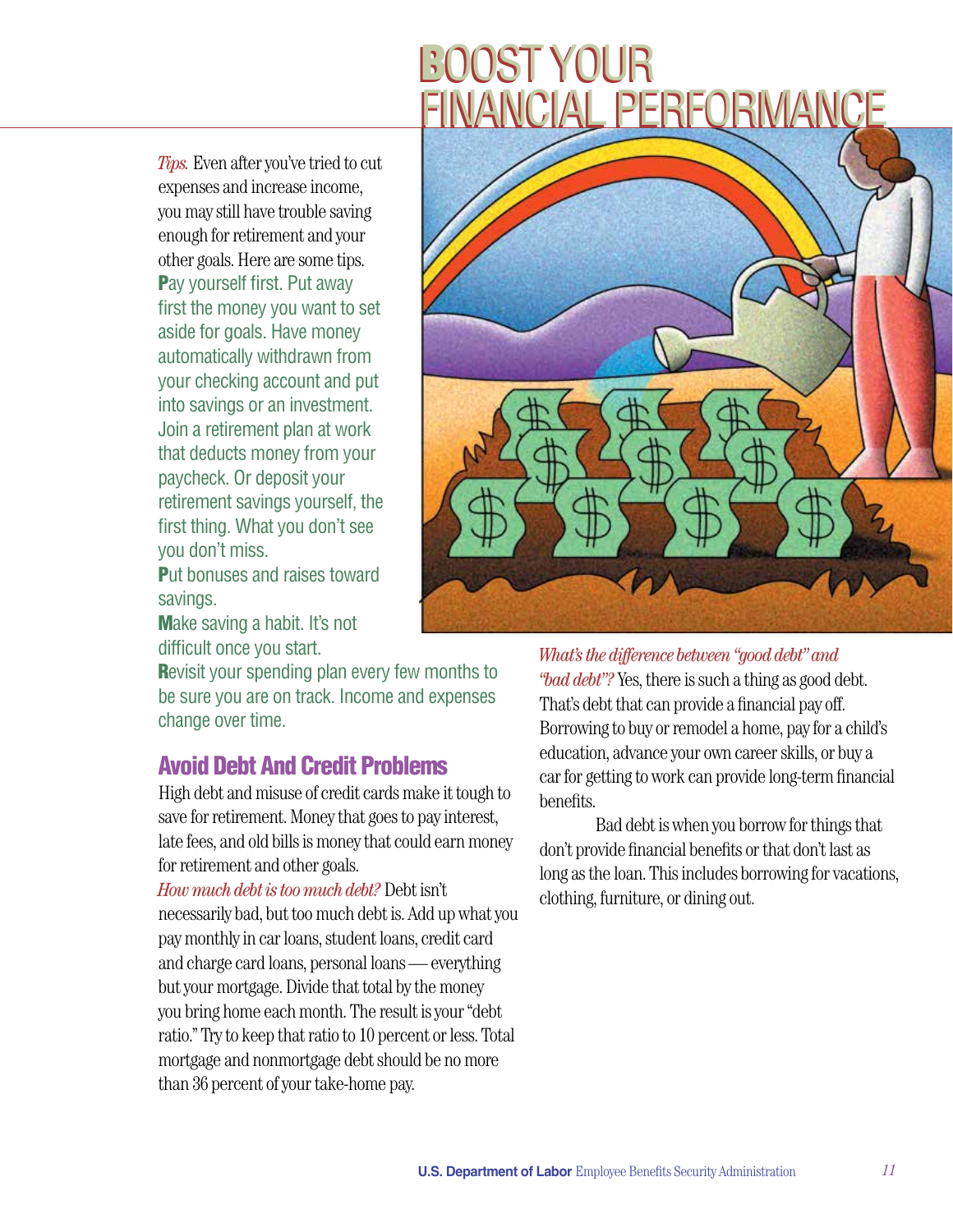# BOOST YOUR FINANCIAL PERFORMANCE

*Tips.* Even after you've tried to cut expenses and increase income, you may still have trouble saving enough for retirement and your other goals. Here are some tips.

**P**ay yourself first. Put away first the money you want to set aside for goals. Have money automatically withdrawn from your checking account and put into savings or an investment. Join a retirement plan at work that deducts money from your paycheck. Or deposit your retirement savings yourself, the first thing. What you don't see you don't miss.

**P**ut bonuses and raises toward savings.

**M**ake saving a habit. It's not difficult once you start.

**R**evisit your spending plan every few months to be sure you are on track. Income and expenses change over time.

## Avoid Debt And Credit Problems

High debt and misuse of credit cards make it tough to save for retirement. Money that goes to pay interest, late fees, and old bills is money that could earn money for retirement and other goals.

*How much debt is too much debt?* Debt isn't necessarily bad, but too much debt is. Add up what you pay monthly in car loans, student loans, credit card and charge card loans, personal loans — everything but your mortgage. Divide that total by the money you bring home each month. The result is your "debt ratio." Try to keep that ratio to 10 percent or less. Total mortgage and nonmortgage debt should be no more than 36 percent of your take-home pay.

*What's the difference between "good debt" and "bad debt"?* Yes, there is such a thing as good debt. That's debt that can provide a financial pay off. Borrowing to buy or remodel a home, pay for a child's education, advance your own career skills, or buy a car for getting to work can provide long-term financial benefits.

Bad debt is when you borrow for things that don't provide financial benefits or that don't last as long as the loan. This includes borrowing for vacations, clothing, furniture, or dining out.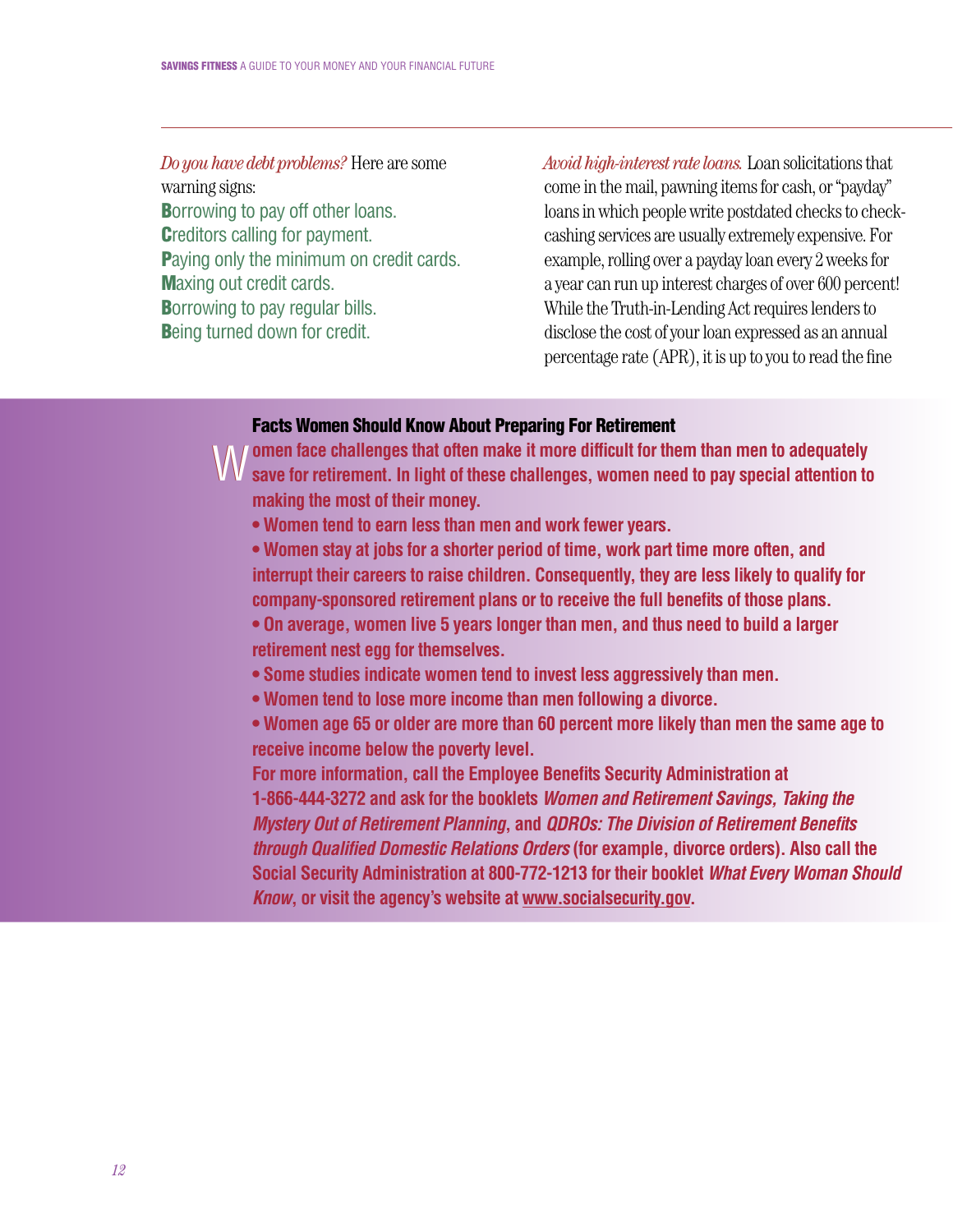*Do you have debt problems?* Here are some warning signs:

**B**orrowing to pay off other loans.
**C**reditors calling for payment.
**P**aying only the minimum on credit cards.
**M**axing out credit cards.
**B**orrowing to pay regular bills.
**B**eing turned down for credit.

*Avoid high-interest rate loans.* Loan solicitations that come in the mail, pawning items for cash, or "payday" loans in which people write postdated checks to check-cashing services are usually extremely expensive. For example, rolling over a payday loan every 2 weeks for a year can run up interest charges of over 600 percent! While the Truth-in-Lending Act requires lenders to disclose the cost of your loan expressed as an annual percentage rate (APR), it is up to you to read the fine

### Facts Women Should Know About Preparing For Retirement

**Women face challenges that often make it more difficult for them than men to adequately save for retirement. In light of these challenges, women need to pay special attention to making the most of their money.**

- **Women tend to earn less than men and work fewer years.**
- **Women stay at jobs for a shorter period of time, work part time more often, and interrupt their careers to raise children. Consequently, they are less likely to qualify for company-sponsored retirement plans or to receive the full benefits of those plans.**
- **On average, women live 5 years longer than men, and thus need to build a larger retirement nest egg for themselves.**
- **Some studies indicate women tend to invest less aggressively than men.**
- **Women tend to lose more income than men following a divorce.**
- **Women age 65 or older are more than 60 percent more likely than men the same age to receive income below the poverty level.**

**For more information, call the Employee Benefits Security Administration at 1-866-444-3272 and ask for the booklets *Women and Retirement Savings, Taking the Mystery Out of Retirement Planning*, and *QDROs: The Division of Retirement Benefits through Qualified Domestic Relations Orders* (for example, divorce orders). Also call the Social Security Administration at 800-772-1213 for their booklet *What Every Woman Should Know*, or visit the agency's website at www.socialsecurity.gov.**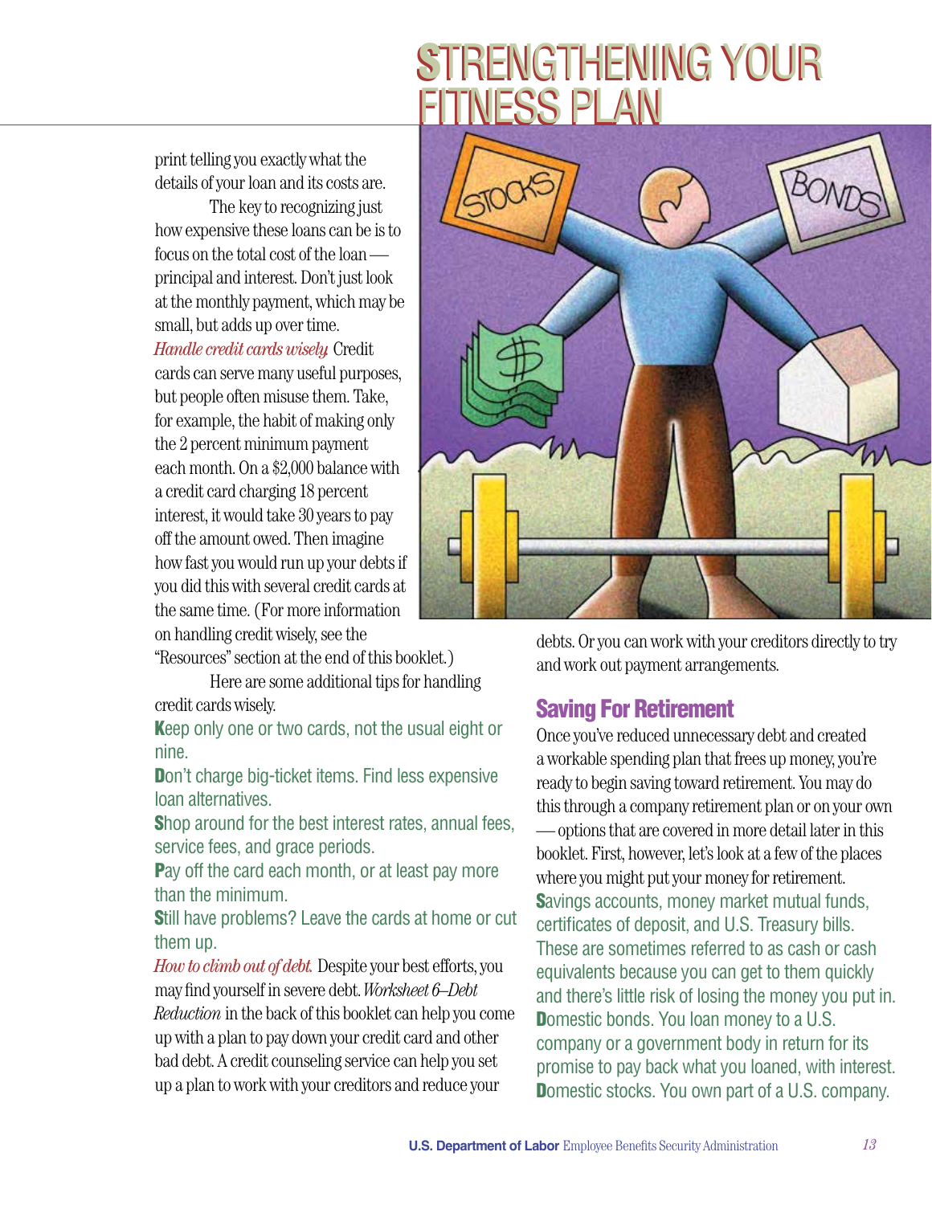# STRENGTHENING YOUR FITNESS PLAN

print telling you exactly what the details of your loan and its costs are.

The key to recognizing just how expensive these loans can be is to focus on the total cost of the loan — principal and interest. Don't just look at the monthly payment, which may be small, but adds up over time.

*Handle credit cards wisely.* Credit cards can serve many useful purposes, but people often misuse them. Take, for example, the habit of making only the 2 percent minimum payment each month. On a $2,000 balance with a credit card charging 18 percent interest, it would take 30 years to pay off the amount owed. Then imagine how fast you would run up your debts if you did this with several credit cards at the same time. (For more information on handling credit wisely, see the "Resources" section at the end of this booklet.)

Here are some additional tips for handling credit cards wisely.

- Keep only one or two cards, not the usual eight or nine.
- Don't charge big-ticket items. Find less expensive loan alternatives.
- Shop around for the best interest rates, annual fees, service fees, and grace periods.
- Pay off the card each month, or at least pay more than the minimum.
- Still have problems? Leave the cards at home or cut them up.

*How to climb out of debt.* Despite your best efforts, you may find yourself in severe debt. *Worksheet 6–Debt Reduction* in the back of this booklet can help you come up with a plan to pay down your credit card and other bad debt. A credit counseling service can help you set up a plan to work with your creditors and reduce your debts. Or you can work with your creditors directly to try and work out payment arrangements.

## Saving For Retirement

Once you've reduced unnecessary debt and created a workable spending plan that frees up money, you're ready to begin saving toward retirement. You may do this through a company retirement plan or on your own — options that are covered in more detail later in this booklet. First, however, let's look at a few of the places where you might put your money for retirement.

- Savings accounts, money market mutual funds, certificates of deposit, and U.S. Treasury bills. These are sometimes referred to as cash or cash equivalents because you can get to them quickly and there's little risk of losing the money you put in.
- Domestic bonds. You loan money to a U.S. company or a government body in return for its promise to pay back what you loaned, with interest.
- Domestic stocks. You own part of a U.S. company.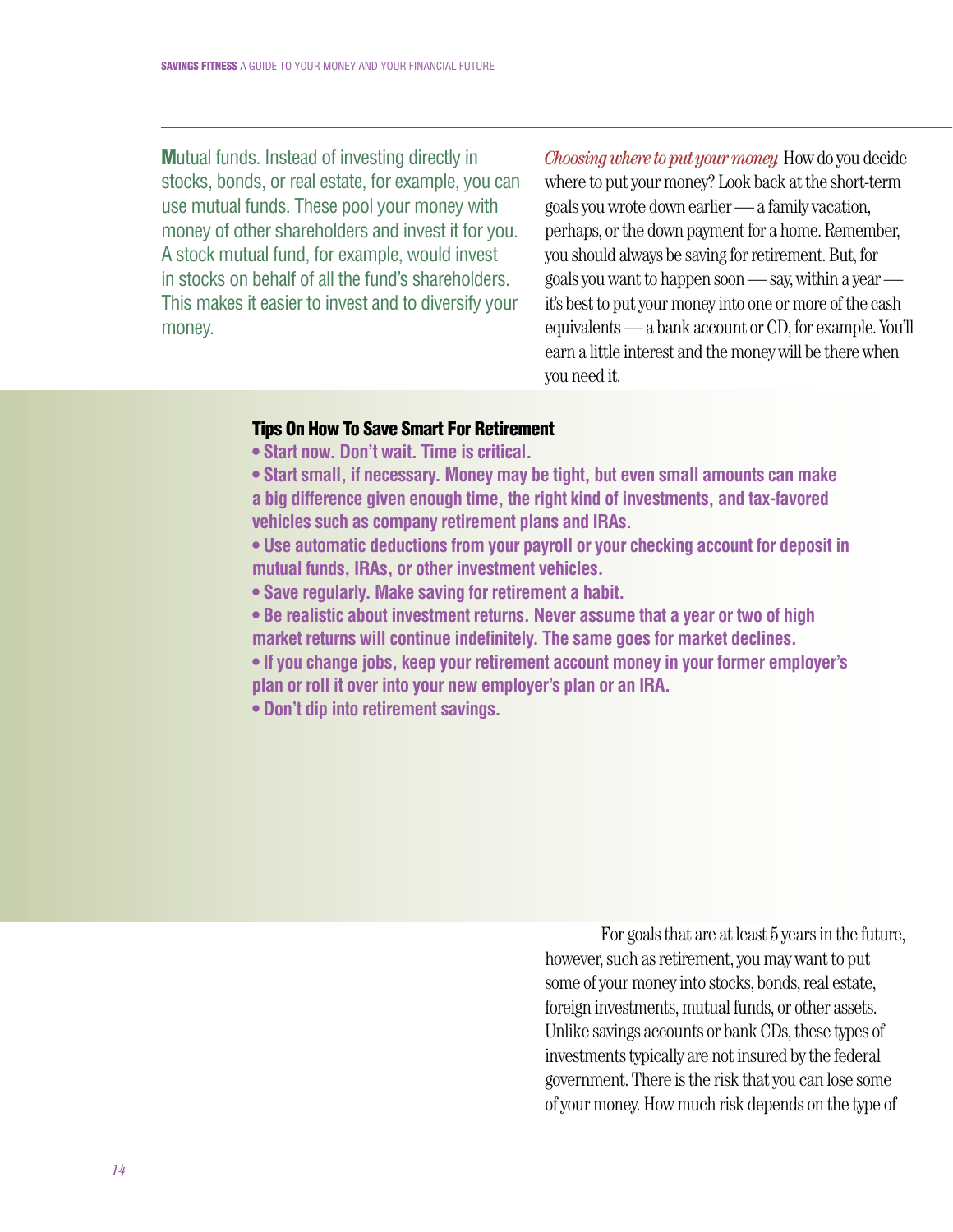Mutual funds. Instead of investing directly in stocks, bonds, or real estate, for example, you can use mutual funds. These pool your money with money of other shareholders and invest it for you. A stock mutual fund, for example, would invest in stocks on behalf of all the fund's shareholders. This makes it easier to invest and to diversify your money.

*Choosing where to put your money.* How do you decide where to put your money? Look back at the short-term goals you wrote down earlier — a family vacation, perhaps, or the down payment for a home. Remember, you should always be saving for retirement. But, for goals you want to happen soon — say, within a year — it's best to put your money into one or more of the cash equivalents — a bank account or CD, for example. You'll earn a little interest and the money will be there when you need it.

**Tips On How To Save Smart For Retirement**

- **Start now. Don't wait. Time is critical.**
- **Start small, if necessary. Money may be tight, but even small amounts can make a big difference given enough time, the right kind of investments, and tax-favored vehicles such as company retirement plans and IRAs.**
- **Use automatic deductions from your payroll or your checking account for deposit in mutual funds, IRAs, or other investment vehicles.**
- **Save regularly. Make saving for retirement a habit.**
- **Be realistic about investment returns. Never assume that a year or two of high market returns will continue indefinitely. The same goes for market declines.**
- **If you change jobs, keep your retirement account money in your former employer's plan or roll it over into your new employer's plan or an IRA.**
- **Don't dip into retirement savings.**

For goals that are at least 5 years in the future, however, such as retirement, you may want to put some of your money into stocks, bonds, real estate, foreign investments, mutual funds, or other assets. Unlike savings accounts or bank CDs, these types of investments typically are not insured by the federal government. There is the risk that you can lose some of your money. How much risk depends on the type of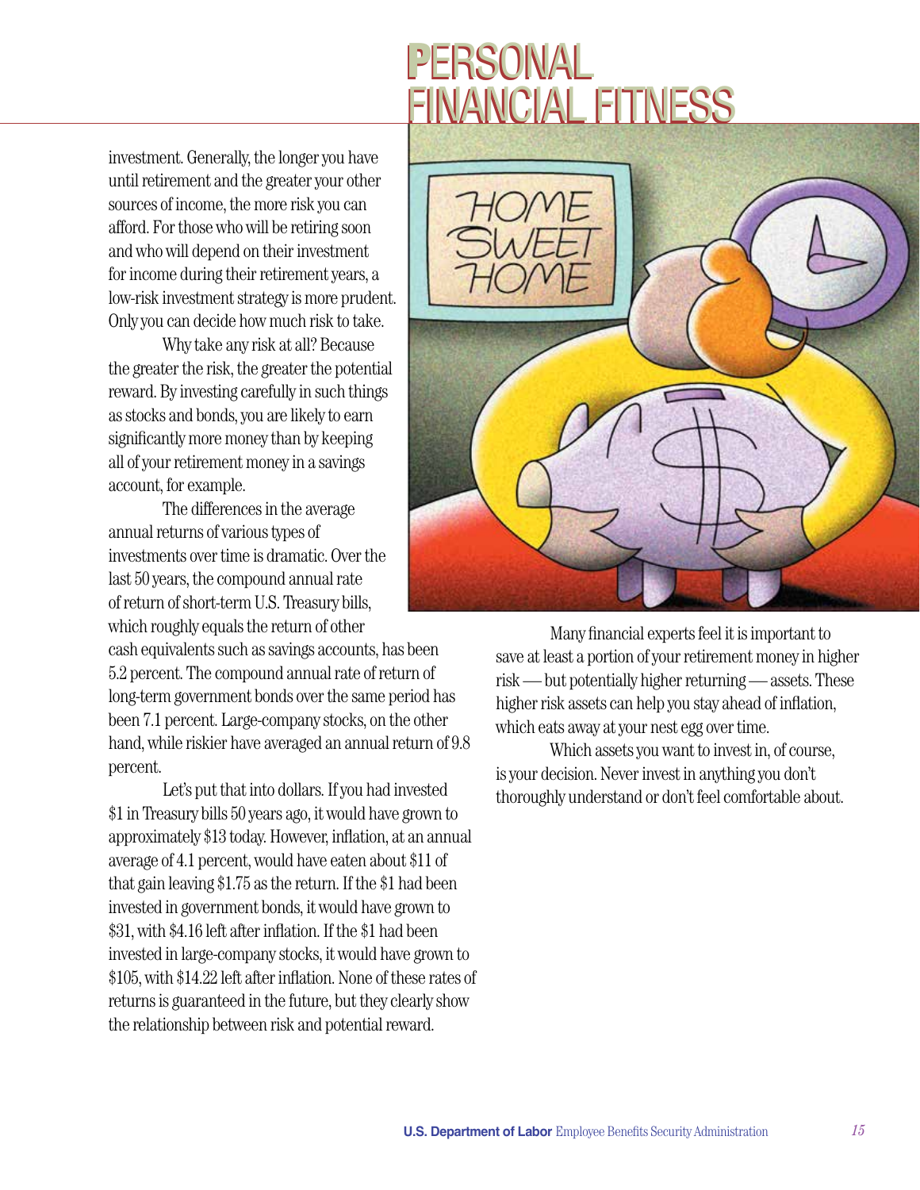investment. Generally, the longer you have until retirement and the greater your other sources of income, the more risk you can afford. For those who will be retiring soon and who will depend on their investment for income during their retirement years, a low-risk investment strategy is more prudent. Only you can decide how much risk to take.

Why take any risk at all? Because the greater the risk, the greater the potential reward. By investing carefully in such things as stocks and bonds, you are likely to earn significantly more money than by keeping all of your retirement money in a savings account, for example.

The differences in the average annual returns of various types of investments over time is dramatic. Over the last 50 years, the compound annual rate of return of short-term U.S. Treasury bills, which roughly equals the return of other cash equivalents such as savings accounts, has been 5.2 percent. The compound annual rate of return of long-term government bonds over the same period has been 7.1 percent. Large-company stocks, on the other hand, while riskier have averaged an annual return of 9.8 percent.

Let's put that into dollars. If you had invested $1 in Treasury bills 50 years ago, it would have grown to approximately $13 today. However, inflation, at an annual average of 4.1 percent, would have eaten about $11 of that gain leaving $1.75 as the return. If the $1 had been invested in government bonds, it would have grown to $31, with $4.16 left after inflation. If the $1 had been invested in large-company stocks, it would have grown to $105, with $14.22 left after inflation. None of these rates of returns is guaranteed in the future, but they clearly show the relationship between risk and potential reward.

Many financial experts feel it is important to save at least a portion of your retirement money in higher risk — but potentially higher returning — assets. These higher risk assets can help you stay ahead of inflation, which eats away at your nest egg over time.

Which assets you want to invest in, of course, is your decision. Never invest in anything you don't thoroughly understand or don't feel comfortable about.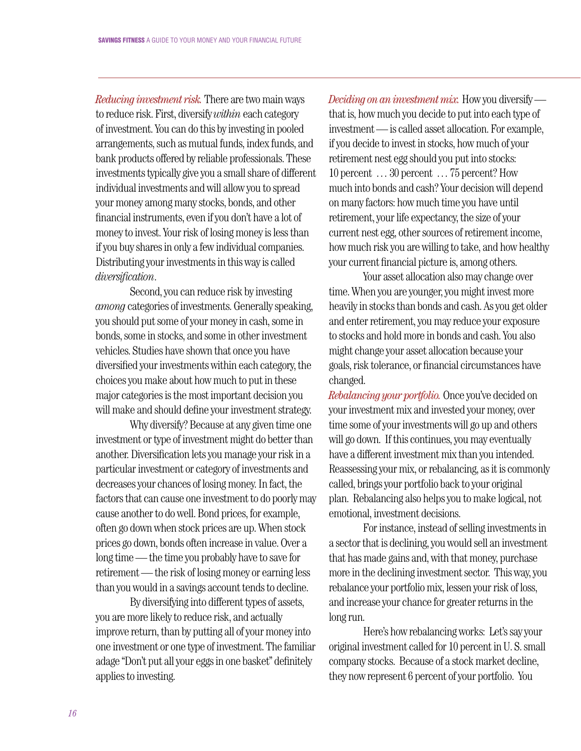*Reducing investment risk.* There are two main ways to reduce risk. First, diversify *within* each category of investment. You can do this by investing in pooled arrangements, such as mutual funds, index funds, and bank products offered by reliable professionals. These investments typically give you a small share of different individual investments and will allow you to spread your money among many stocks, bonds, and other financial instruments, even if you don't have a lot of money to invest. Your risk of losing money is less than if you buy shares in only a few individual companies. Distributing your investments in this way is called *diversification*.

Second, you can reduce risk by investing *among* categories of investments. Generally speaking, you should put some of your money in cash, some in bonds, some in stocks, and some in other investment vehicles. Studies have shown that once you have diversified your investments within each category, the choices you make about how much to put in these major categories is the most important decision you will make and should define your investment strategy.

Why diversify? Because at any given time one investment or type of investment might do better than another. Diversification lets you manage your risk in a particular investment or category of investments and decreases your chances of losing money. In fact, the factors that can cause one investment to do poorly may cause another to do well. Bond prices, for example, often go down when stock prices are up. When stock prices go down, bonds often increase in value. Over a long time — the time you probably have to save for retirement — the risk of losing money or earning less than you would in a savings account tends to decline.

By diversifying into different types of assets, you are more likely to reduce risk, and actually improve return, than by putting all of your money into one investment or one type of investment. The familiar adage "Don't put all your eggs in one basket" definitely applies to investing.

*Deciding on an investment mix.* How you diversify — that is, how much you decide to put into each type of investment — is called asset allocation. For example, if you decide to invest in stocks, how much of your retirement nest egg should you put into stocks: 10 percent … 30 percent … 75 percent? How much into bonds and cash? Your decision will depend on many factors: how much time you have until retirement, your life expectancy, the size of your current nest egg, other sources of retirement income, how much risk you are willing to take, and how healthy your current financial picture is, among others.

Your asset allocation also may change over time. When you are younger, you might invest more heavily in stocks than bonds and cash. As you get older and enter retirement, you may reduce your exposure to stocks and hold more in bonds and cash. You also might change your asset allocation because your goals, risk tolerance, or financial circumstances have changed.

*Rebalancing your portfolio.* Once you've decided on your investment mix and invested your money, over time some of your investments will go up and others will go down. If this continues, you may eventually have a different investment mix than you intended. Reassessing your mix, or rebalancing, as it is commonly called, brings your portfolio back to your original plan. Rebalancing also helps you to make logical, not emotional, investment decisions.

For instance, instead of selling investments in a sector that is declining, you would sell an investment that has made gains and, with that money, purchase more in the declining investment sector. This way, you rebalance your portfolio mix, lessen your risk of loss, and increase your chance for greater returns in the long run.

Here's how rebalancing works: Let's say your original investment called for 10 percent in U. S. small company stocks. Because of a stock market decline, they now represent 6 percent of your portfolio. You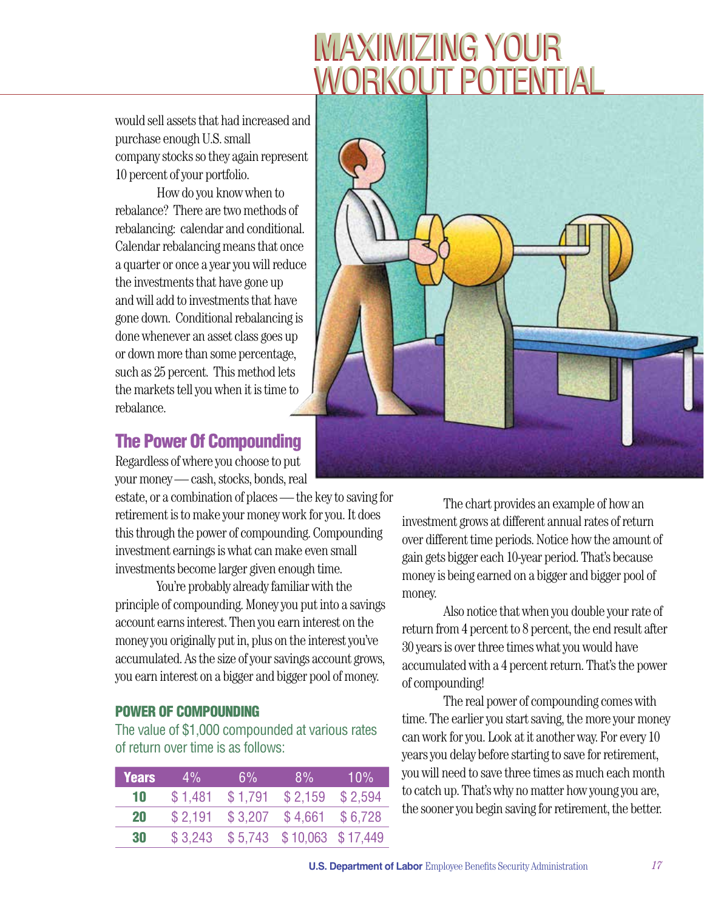would sell assets that had increased and purchase enough U.S. small company stocks so they again represent 10 percent of your portfolio.

How do you know when to rebalance? There are two methods of rebalancing: calendar and conditional. Calendar rebalancing means that once a quarter or once a year you will reduce the investments that have gone up and will add to investments that have gone down. Conditional rebalancing is done whenever an asset class goes up or down more than some percentage, such as 25 percent. This method lets the markets tell you when it is time to rebalance.

## The Power Of Compounding

Regardless of where you choose to put your money — cash, stocks, bonds, real estate, or a combination of places — the key to saving for retirement is to make your money work for you. It does this through the power of compounding. Compounding investment earnings is what can make even small investments become larger given enough time.

You're probably already familiar with the principle of compounding. Money you put into a savings account earns interest. Then you earn interest on the money you originally put in, plus on the interest you've accumulated. As the size of your savings account grows, you earn interest on a bigger and bigger pool of money.

### POWER OF COMPOUNDING

The value of $1,000 compounded at various rates of return over time is as follows:

| Years | 4% | 6% | 8% | 10% |
|---|---|---|---|---|
| 10 | $ 1,481 | $ 1,791 | $ 2,159 | $ 2,594 |
| 20 | $ 2,191 | $ 3,207 | $ 4,661 | $ 6,728 |
| 30 | $ 3,243 | $ 5,743 | $ 10,063 | $ 17,449 |

The chart provides an example of how an investment grows at different annual rates of return over different time periods. Notice how the amount of gain gets bigger each 10-year period. That's because money is being earned on a bigger and bigger pool of money.

Also notice that when you double your rate of return from 4 percent to 8 percent, the end result after 30 years is over three times what you would have accumulated with a 4 percent return. That's the power of compounding!

The real power of compounding comes with time. The earlier you start saving, the more your money can work for you. Look at it another way. For every 10 years you delay before starting to save for retirement, you will need to save three times as much each month to catch up. That's why no matter how young you are, the sooner you begin saving for retirement, the better.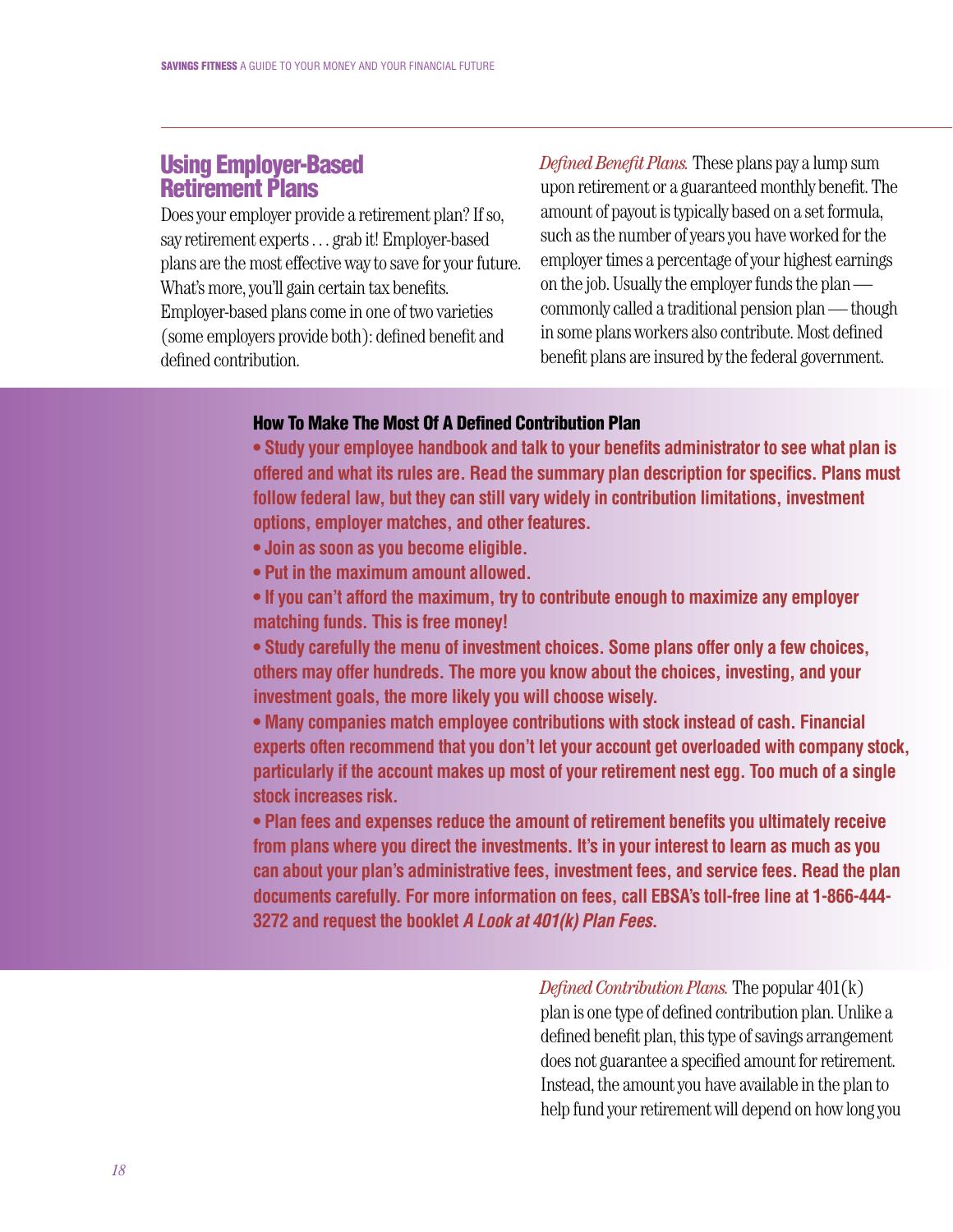## Using Employer-Based Retirement Plans

Does your employer provide a retirement plan? If so, say retirement experts . . . grab it! Employer-based plans are the most effective way to save for your future. What's more, you'll gain certain tax benefits. Employer-based plans come in one of two varieties (some employers provide both): defined benefit and defined contribution.

*Defined Benefit Plans.* These plans pay a lump sum upon retirement or a guaranteed monthly benefit. The amount of payout is typically based on a set formula, such as the number of years you have worked for the employer times a percentage of your highest earnings on the job. Usually the employer funds the plan — commonly called a traditional pension plan — though in some plans workers also contribute. Most defined benefit plans are insured by the federal government.

### How To Make The Most Of A Defined Contribution Plan

- **Study your employee handbook and talk to your benefits administrator to see what plan is offered and what its rules are. Read the summary plan description for specifics. Plans must follow federal law, but they can still vary widely in contribution limitations, investment options, employer matches, and other features.**
- **Join as soon as you become eligible.**
- **Put in the maximum amount allowed.**
- **If you can't afford the maximum, try to contribute enough to maximize any employer matching funds. This is free money!**
- **Study carefully the menu of investment choices. Some plans offer only a few choices, others may offer hundreds. The more you know about the choices, investing, and your investment goals, the more likely you will choose wisely.**
- **Many companies match employee contributions with stock instead of cash. Financial experts often recommend that you don't let your account get overloaded with company stock, particularly if the account makes up most of your retirement nest egg. Too much of a single stock increases risk.**
- **Plan fees and expenses reduce the amount of retirement benefits you ultimately receive from plans where you direct the investments. It's in your interest to learn as much as you can about your plan's administrative fees, investment fees, and service fees. Read the plan documents carefully. For more information on fees, call EBSA's toll-free line at 1-866-444-3272 and request the booklet *A Look at 401(k) Plan Fees*.**

*Defined Contribution Plans.* The popular 401(k) plan is one type of defined contribution plan. Unlike a defined benefit plan, this type of savings arrangement does not guarantee a specified amount for retirement. Instead, the amount you have available in the plan to help fund your retirement will depend on how long you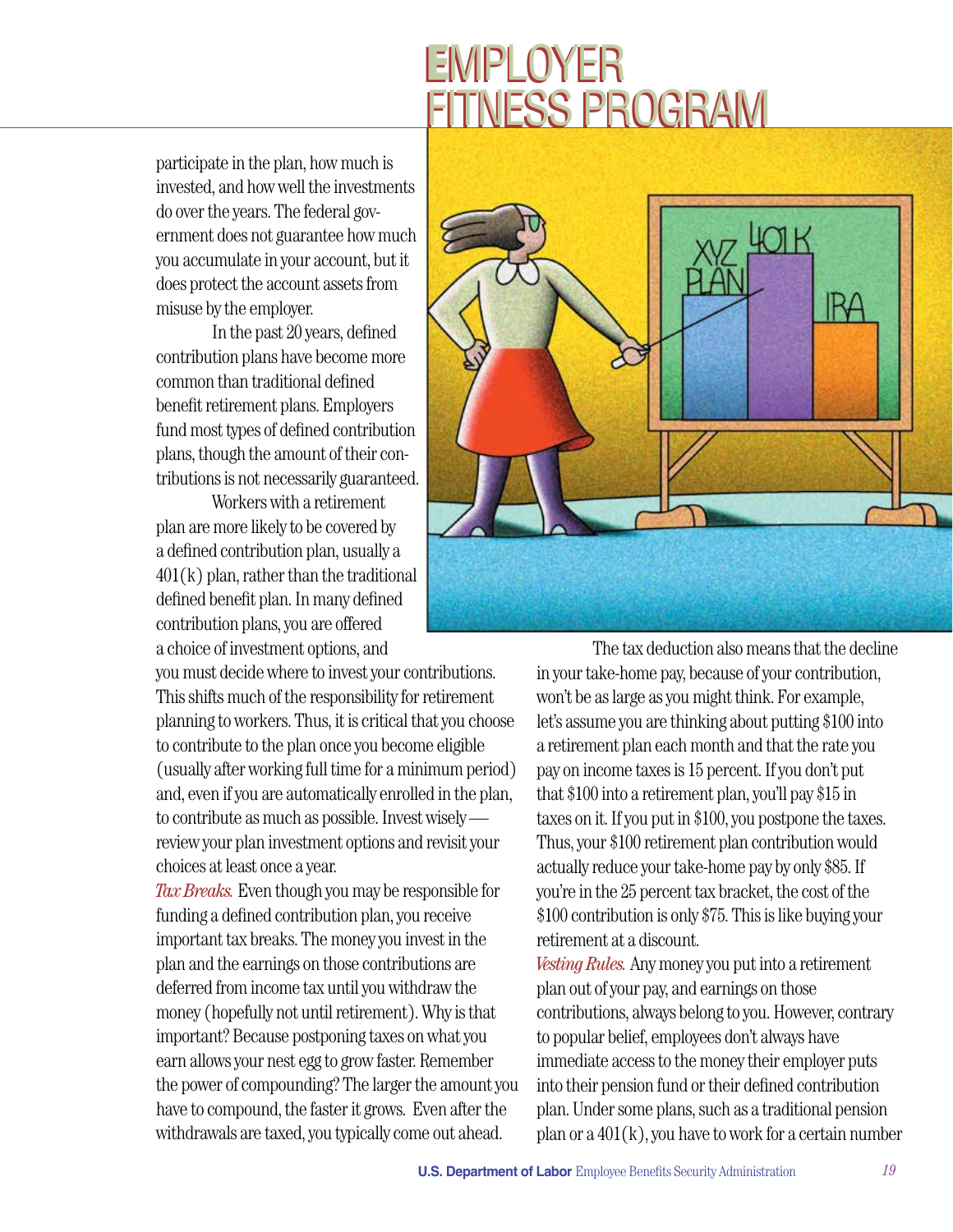# EMPLOYER FITNESS PROGRAM

participate in the plan, how much is invested, and how well the investments do over the years. The federal government does not guarantee how much you accumulate in your account, but it does protect the account assets from misuse by the employer.

In the past 20 years, defined contribution plans have become more common than traditional defined benefit retirement plans. Employers fund most types of defined contribution plans, though the amount of their contributions is not necessarily guaranteed.

Workers with a retirement plan are more likely to be covered by a defined contribution plan, usually a 401(k) plan, rather than the traditional defined benefit plan. In many defined contribution plans, you are offered a choice of investment options, and you must decide where to invest your contributions. This shifts much of the responsibility for retirement planning to workers. Thus, it is critical that you choose to contribute to the plan once you become eligible (usually after working full time for a minimum period) and, even if you are automatically enrolled in the plan, to contribute as much as possible. Invest wisely — review your plan investment options and revisit your choices at least once a year.

*Tax Breaks.* Even though you may be responsible for funding a defined contribution plan, you receive important tax breaks. The money you invest in the plan and the earnings on those contributions are deferred from income tax until you withdraw the money (hopefully not until retirement). Why is that important? Because postponing taxes on what you earn allows your nest egg to grow faster. Remember the power of compounding? The larger the amount you have to compound, the faster it grows. Even after the withdrawals are taxed, you typically come out ahead.

The tax deduction also means that the decline in your take-home pay, because of your contribution, won't be as large as you might think. For example, let's assume you are thinking about putting $100 into a retirement plan each month and that the rate you pay on income taxes is 15 percent. If you don't put that $100 into a retirement plan, you'll pay $15 in taxes on it. If you put in $100, you postpone the taxes. Thus, your $100 retirement plan contribution would actually reduce your take-home pay by only $85. If you're in the 25 percent tax bracket, the cost of the $100 contribution is only $75. This is like buying your retirement at a discount.

*Vesting Rules.* Any money you put into a retirement plan out of your pay, and earnings on those contributions, always belong to you. However, contrary to popular belief, employees don't always have immediate access to the money their employer puts into their pension fund or their defined contribution plan. Under some plans, such as a traditional pension plan or a 401(k), you have to work for a certain number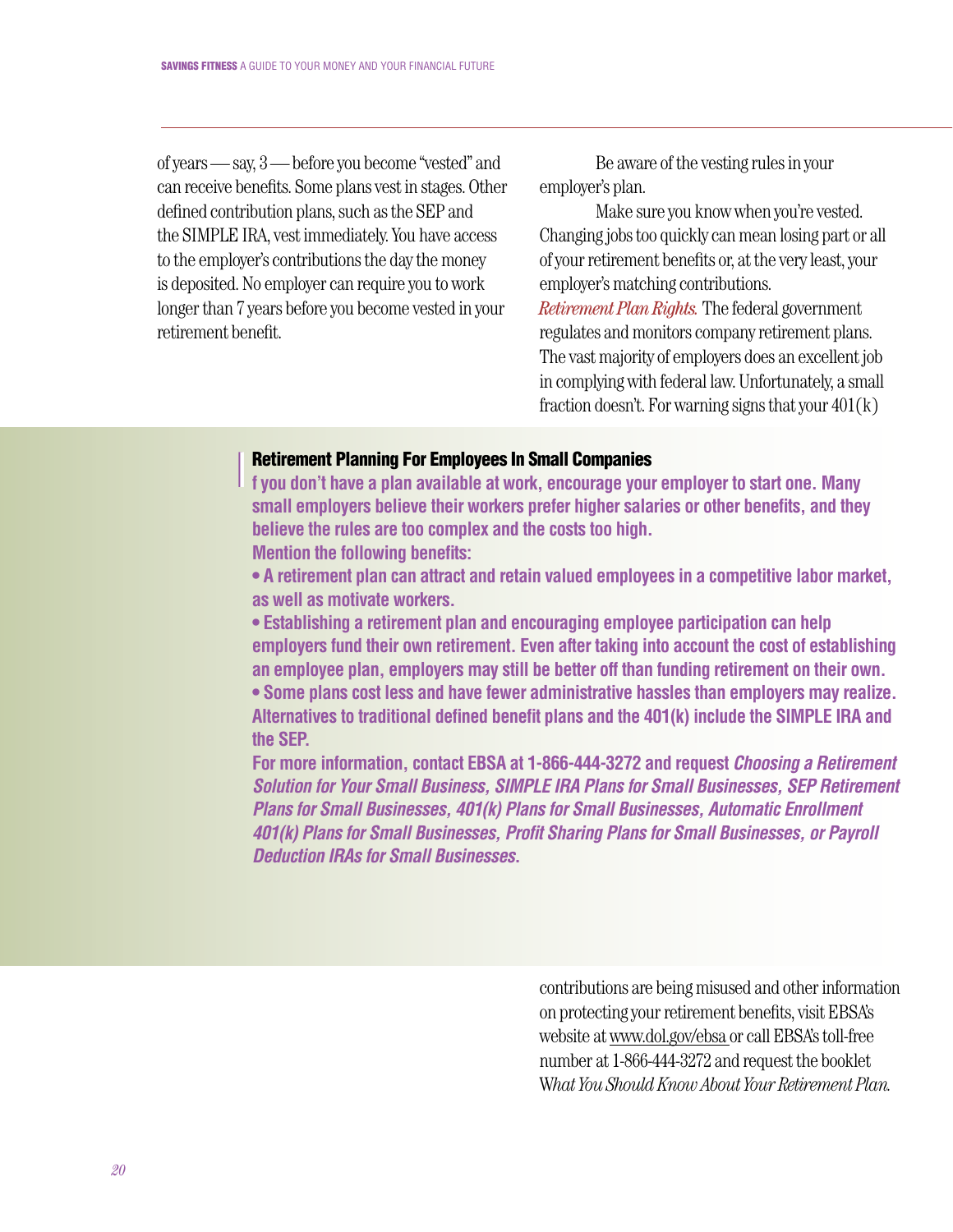of years — say, 3 — before you become "vested" and can receive benefits. Some plans vest in stages. Other defined contribution plans, such as the SEP and the SIMPLE IRA, vest immediately. You have access to the employer's contributions the day the money is deposited. No employer can require you to work longer than 7 years before you become vested in your retirement benefit.

Be aware of the vesting rules in your employer's plan.

Make sure you know when you're vested. Changing jobs too quickly can mean losing part or all of your retirement benefits or, at the very least, your employer's matching contributions.

*Retirement Plan Rights.* The federal government regulates and monitors company retirement plans. The vast majority of employers does an excellent job in complying with federal law. Unfortunately, a small fraction doesn't. For warning signs that your 401(k) contributions are being misused and other information on protecting your retirement benefits, visit EBSA's website at www.dol.gov/ebsa or call EBSA's toll-free number at 1-866-444-3272 and request the booklet *What You Should Know About Your Retirement Plan.*

**Retirement Planning For Employees In Small Companies**

**If you don't have a plan available at work, encourage your employer to start one. Many small employers believe their workers prefer higher salaries or other benefits, and they believe the rules are too complex and the costs too high.**

**Mention the following benefits:**

- **A retirement plan can attract and retain valued employees in a competitive labor market, as well as motivate workers.**
- **Establishing a retirement plan and encouraging employee participation can help employers fund their own retirement. Even after taking into account the cost of establishing an employee plan, employers may still be better off than funding retirement on their own.**
- **Some plans cost less and have fewer administrative hassles than employers may realize. Alternatives to traditional defined benefit plans and the 401(k) include the SIMPLE IRA and the SEP.**

**For more information, contact EBSA at 1-866-444-3272 and request *Choosing a Retirement Solution for Your Small Business, SIMPLE IRA Plans for Small Businesses, SEP Retirement Plans for Small Businesses, 401(k) Plans for Small Businesses, Automatic Enrollment 401(k) Plans for Small Businesses, Profit Sharing Plans for Small Businesses, or Payroll Deduction IRAs for Small Businesses*.**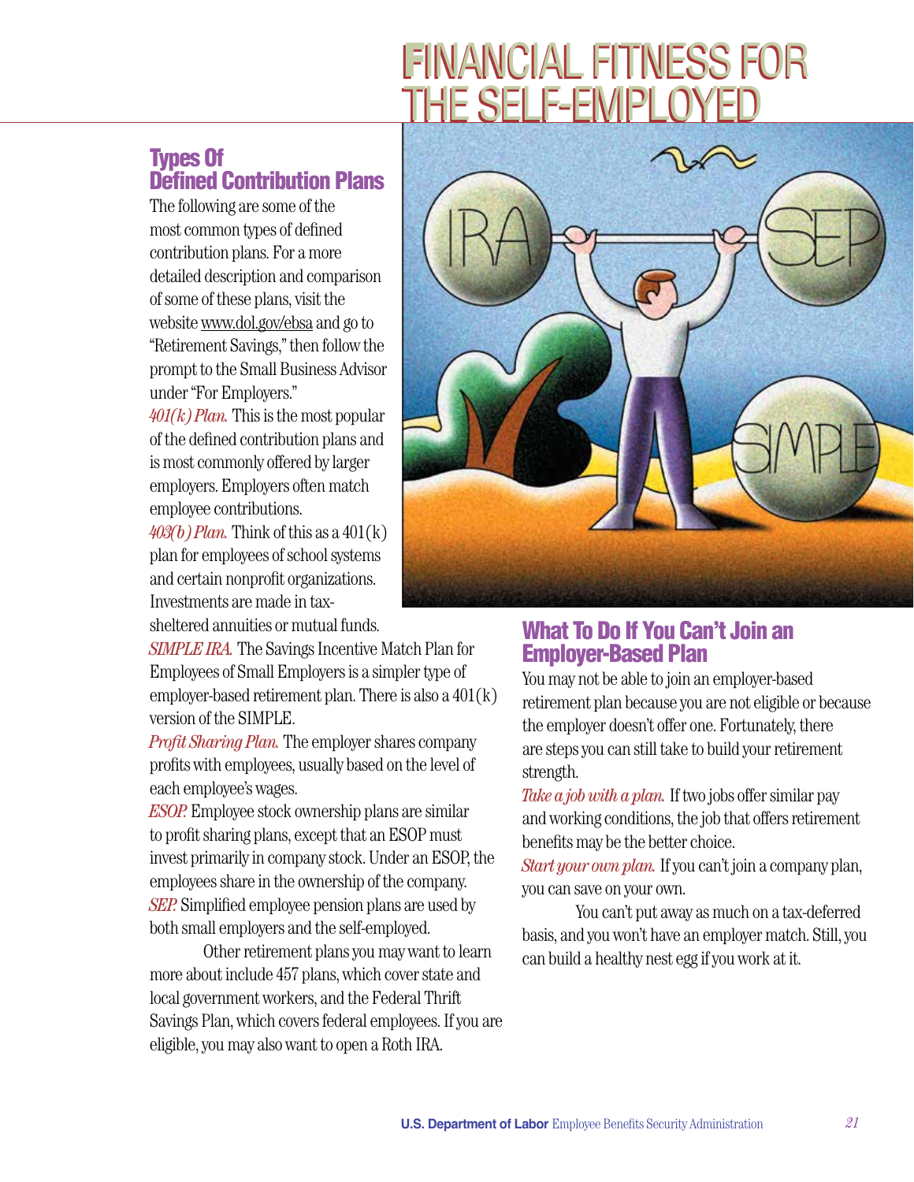# FINANCIAL FITNESS FOR THE SELF-EMPLOYED

## Types Of Defined Contribution Plans

The following are some of the most common types of defined contribution plans. For a more detailed description and comparison of some of these plans, visit the website www.dol.gov/ebsa and go to "Retirement Savings," then follow the prompt to the Small Business Advisor under "For Employers."

*401(k) Plan.* This is the most popular of the defined contribution plans and is most commonly offered by larger employers. Employers often match employee contributions.

*403(b) Plan.* Think of this as a 401(k) plan for employees of school systems and certain nonprofit organizations. Investments are made in tax-sheltered annuities or mutual funds.

*SIMPLE IRA.* The Savings Incentive Match Plan for Employees of Small Employers is a simpler type of employer-based retirement plan. There is also a 401(k) version of the SIMPLE.

*Profit Sharing Plan.* The employer shares company profits with employees, usually based on the level of each employee's wages.

*ESOP.* Employee stock ownership plans are similar to profit sharing plans, except that an ESOP must invest primarily in company stock. Under an ESOP, the employees share in the ownership of the company.

*SEP.* Simplified employee pension plans are used by both small employers and the self-employed.

Other retirement plans you may want to learn more about include 457 plans, which cover state and local government workers, and the Federal Thrift Savings Plan, which covers federal employees. If you are eligible, you may also want to open a Roth IRA.

## What To Do If You Can't Join an Employer-Based Plan

You may not be able to join an employer-based retirement plan because you are not eligible or because the employer doesn't offer one. Fortunately, there are steps you can still take to build your retirement strength.

*Take a job with a plan.* If two jobs offer similar pay and working conditions, the job that offers retirement benefits may be the better choice.

*Start your own plan.* If you can't join a company plan, you can save on your own.

You can't put away as much on a tax-deferred basis, and you won't have an employer match. Still, you can build a healthy nest egg if you work at it.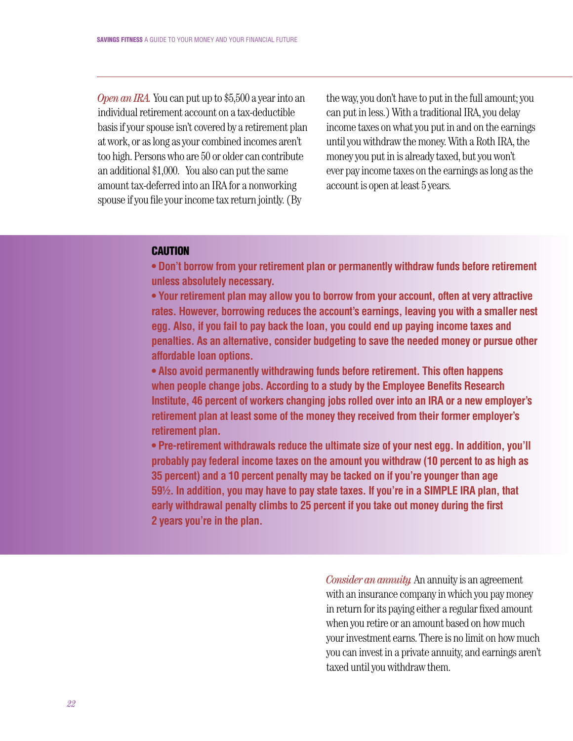*Open an IRA.* You can put up to $5,500 a year into an individual retirement account on a tax-deductible basis if your spouse isn't covered by a retirement plan at work, or as long as your combined incomes aren't too high. Persons who are 50 or older can contribute an additional $1,000. You also can put the same amount tax-deferred into an IRA for a nonworking spouse if you file your income tax return jointly. (By the way, you don't have to put in the full amount; you can put in less.) With a traditional IRA, you delay income taxes on what you put in and on the earnings until you withdraw the money. With a Roth IRA, the money you put in is already taxed, but you won't ever pay income taxes on the earnings as long as the account is open at least 5 years.

**CAUTION**

- **Don't borrow from your retirement plan or permanently withdraw funds before retirement unless absolutely necessary.**
- **Your retirement plan may allow you to borrow from your account, often at very attractive rates. However, borrowing reduces the account's earnings, leaving you with a smaller nest egg. Also, if you fail to pay back the loan, you could end up paying income taxes and penalties. As an alternative, consider budgeting to save the needed money or pursue other affordable loan options.**
- **Also avoid permanently withdrawing funds before retirement. This often happens when people change jobs. According to a study by the Employee Benefits Research Institute, 46 percent of workers changing jobs rolled over into an IRA or a new employer's retirement plan at least some of the money they received from their former employer's retirement plan.**
- **Pre-retirement withdrawals reduce the ultimate size of your nest egg. In addition, you'll probably pay federal income taxes on the amount you withdraw (10 percent to as high as 35 percent) and a 10 percent penalty may be tacked on if you're younger than age 59½. In addition, you may have to pay state taxes. If you're in a SIMPLE IRA plan, that early withdrawal penalty climbs to 25 percent if you take out money during the first 2 years you're in the plan.**

*Consider an annuity.* An annuity is an agreement with an insurance company in which you pay money in return for its paying either a regular fixed amount when you retire or an amount based on how much your investment earns. There is no limit on how much you can invest in a private annuity, and earnings aren't taxed until you withdraw them.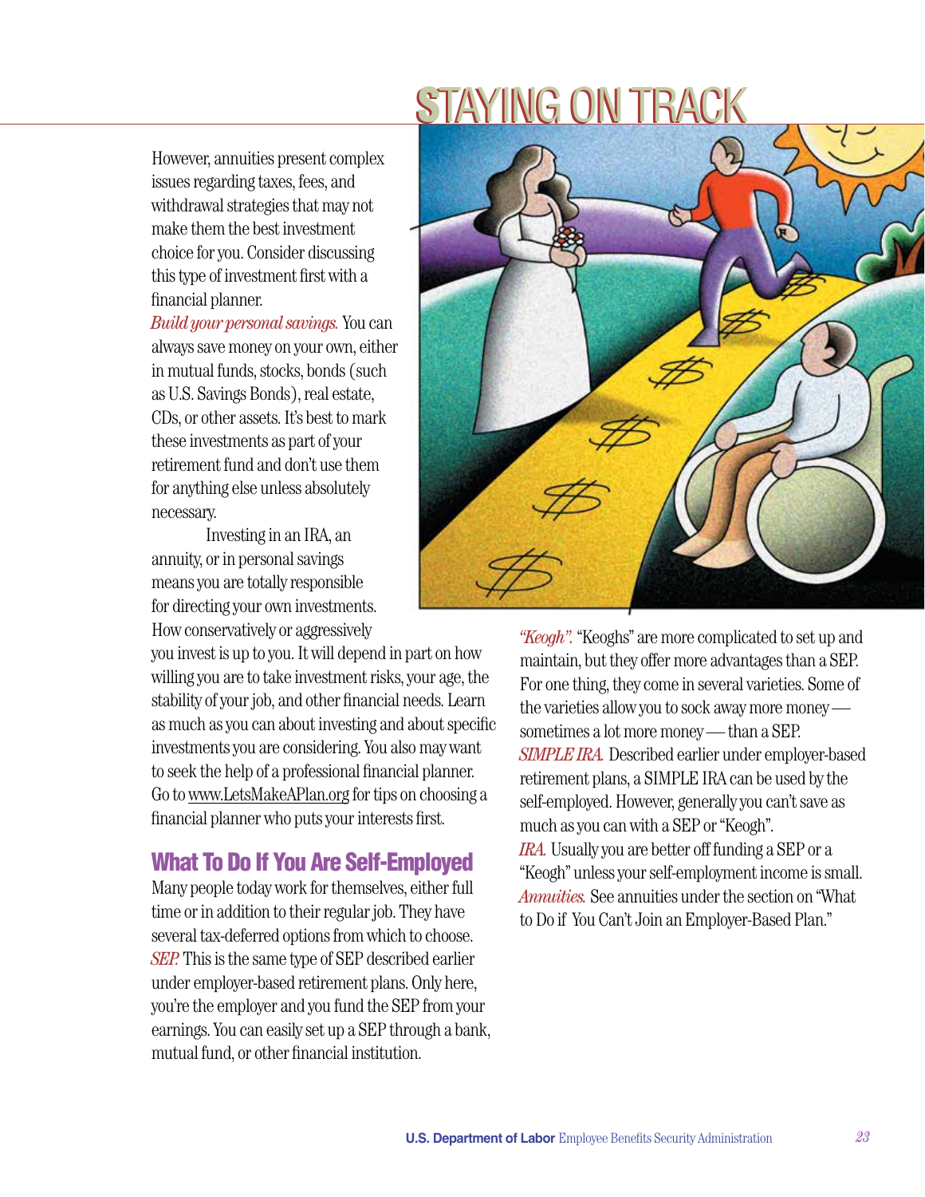# STAYING ON TRACK

However, annuities present complex issues regarding taxes, fees, and withdrawal strategies that may not make them the best investment choice for you. Consider discussing this type of investment first with a financial planner.

*Build your personal savings.* You can always save money on your own, either in mutual funds, stocks, bonds (such as U.S. Savings Bonds), real estate, CDs, or other assets. It's best to mark these investments as part of your retirement fund and don't use them for anything else unless absolutely necessary.

Investing in an IRA, an annuity, or in personal savings means you are totally responsible for directing your own investments. How conservatively or aggressively you invest is up to you. It will depend in part on how willing you are to take investment risks, your age, the stability of your job, and other financial needs. Learn as much as you can about investing and about specific investments you are considering. You also may want to seek the help of a professional financial planner. Go to www.LetsMakeAPlan.org for tips on choosing a financial planner who puts your interests first.

## What To Do If You Are Self-Employed

Many people today work for themselves, either full time or in addition to their regular job. They have several tax-deferred options from which to choose.

*SEP.* This is the same type of SEP described earlier under employer-based retirement plans. Only here, you're the employer and you fund the SEP from your earnings. You can easily set up a SEP through a bank, mutual fund, or other financial institution.

*"Keogh".* "Keoghs" are more complicated to set up and maintain, but they offer more advantages than a SEP. For one thing, they come in several varieties. Some of the varieties allow you to sock away more money — sometimes a lot more money — than a SEP.

*SIMPLE IRA.* Described earlier under employer-based retirement plans, a SIMPLE IRA can be used by the self-employed. However, generally you can't save as much as you can with a SEP or "Keogh".

*IRA.* Usually you are better off funding a SEP or a "Keogh" unless your self-employment income is small.

*Annuities.* See annuities under the section on "What to Do if You Can't Join an Employer-Based Plan."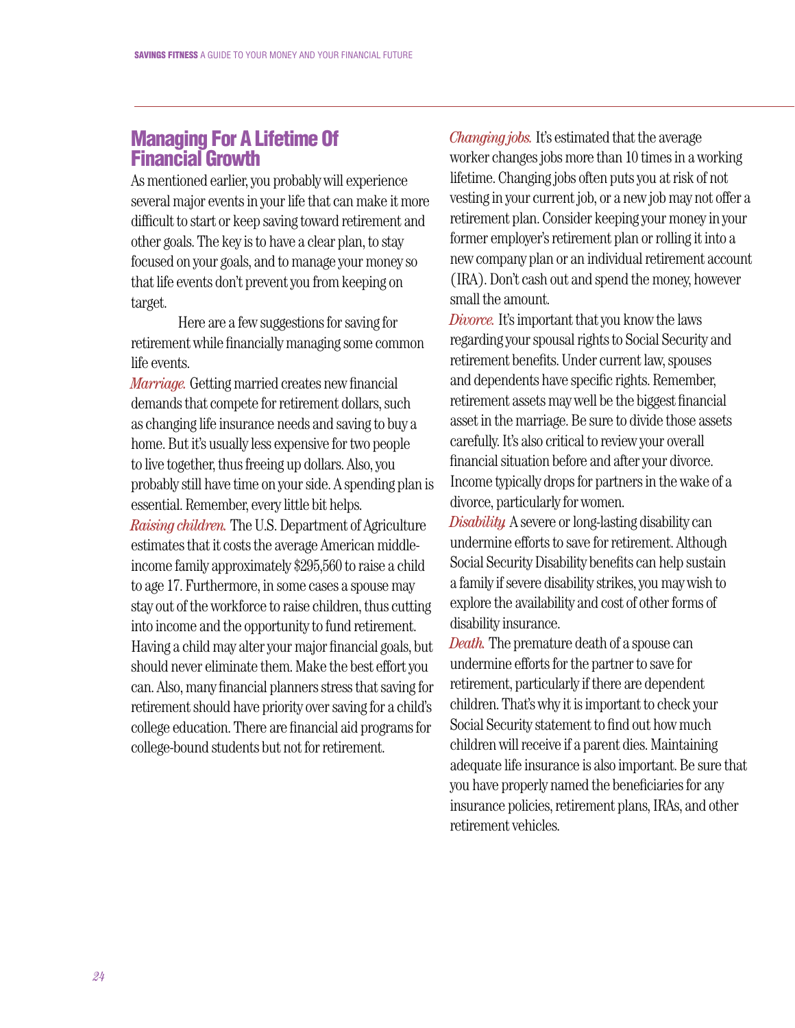## Managing For A Lifetime Of Financial Growth

As mentioned earlier, you probably will experience several major events in your life that can make it more difficult to start or keep saving toward retirement and other goals. The key is to have a clear plan, to stay focused on your goals, and to manage your money so that life events don't prevent you from keeping on target.

Here are a few suggestions for saving for retirement while financially managing some common life events.

*Marriage.* Getting married creates new financial demands that compete for retirement dollars, such as changing life insurance needs and saving to buy a home. But it's usually less expensive for two people to live together, thus freeing up dollars. Also, you probably still have time on your side. A spending plan is essential. Remember, every little bit helps.

*Raising children.* The U.S. Department of Agriculture estimates that it costs the average American middle-income family approximately $295,560 to raise a child to age 17. Furthermore, in some cases a spouse may stay out of the workforce to raise children, thus cutting into income and the opportunity to fund retirement. Having a child may alter your major financial goals, but should never eliminate them. Make the best effort you can. Also, many financial planners stress that saving for retirement should have priority over saving for a child's college education. There are financial aid programs for college-bound students but not for retirement.

*Changing jobs.* It's estimated that the average worker changes jobs more than 10 times in a working lifetime. Changing jobs often puts you at risk of not vesting in your current job, or a new job may not offer a retirement plan. Consider keeping your money in your former employer's retirement plan or rolling it into a new company plan or an individual retirement account (IRA). Don't cash out and spend the money, however small the amount.

*Divorce.* It's important that you know the laws regarding your spousal rights to Social Security and retirement benefits. Under current law, spouses and dependents have specific rights. Remember, retirement assets may well be the biggest financial asset in the marriage. Be sure to divide those assets carefully. It's also critical to review your overall financial situation before and after your divorce. Income typically drops for partners in the wake of a divorce, particularly for women.

*Disability.* A severe or long-lasting disability can undermine efforts to save for retirement. Although Social Security Disability benefits can help sustain a family if severe disability strikes, you may wish to explore the availability and cost of other forms of disability insurance.

*Death.* The premature death of a spouse can undermine efforts for the partner to save for retirement, particularly if there are dependent children. That's why it is important to check your Social Security statement to find out how much children will receive if a parent dies. Maintaining adequate life insurance is also important. Be sure that you have properly named the beneficiaries for any insurance policies, retirement plans, IRAs, and other retirement vehicles.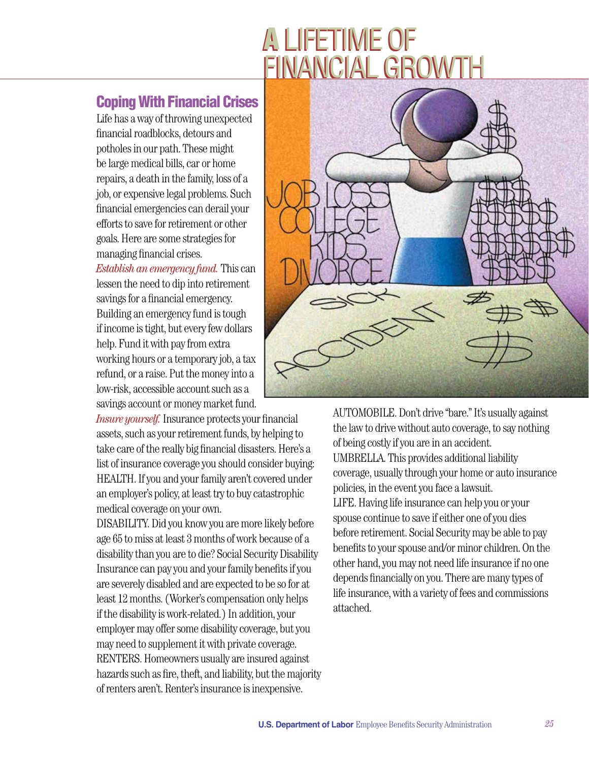# A LIFETIME OF FINANCIAL GROWTH

## Coping With Financial Crises

Life has a way of throwing unexpected financial roadblocks, detours and potholes in our path. These might be large medical bills, car or home repairs, a death in the family, loss of a job, or expensive legal problems. Such financial emergencies can derail your efforts to save for retirement or other goals. Here are some strategies for managing financial crises.

*Establish an emergency fund.* This can lessen the need to dip into retirement savings for a financial emergency. Building an emergency fund is tough if income is tight, but every few dollars help. Fund it with pay from extra working hours or a temporary job, a tax refund, or a raise. Put the money into a low-risk, accessible account such as a savings account or money market fund.

*Insure yourself.* Insurance protects your financial assets, such as your retirement funds, by helping to take care of the really big financial disasters. Here's a list of insurance coverage you should consider buying:

HEALTH. If you and your family aren't covered under an employer's policy, at least try to buy catastrophic medical coverage on your own.

DISABILITY. Did you know you are more likely before age 65 to miss at least 3 months of work because of a disability than you are to die? Social Security Disability Insurance can pay you and your family benefits if you are severely disabled and are expected to be so for at least 12 months. (Worker's compensation only helps if the disability is work-related.) In addition, your employer may offer some disability coverage, but you may need to supplement it with private coverage.

RENTERS. Homeowners usually are insured against hazards such as fire, theft, and liability, but the majority of renters aren't. Renter's insurance is inexpensive.

AUTOMOBILE. Don't drive "bare." It's usually against the law to drive without auto coverage, to say nothing of being costly if you are in an accident.

UMBRELLA. This provides additional liability coverage, usually through your home or auto insurance policies, in the event you face a lawsuit.

LIFE. Having life insurance can help you or your spouse continue to save if either one of you dies before retirement. Social Security may be able to pay benefits to your spouse and/or minor children. On the other hand, you may not need life insurance if no one depends financially on you. There are many types of life insurance, with a variety of fees and commissions attached.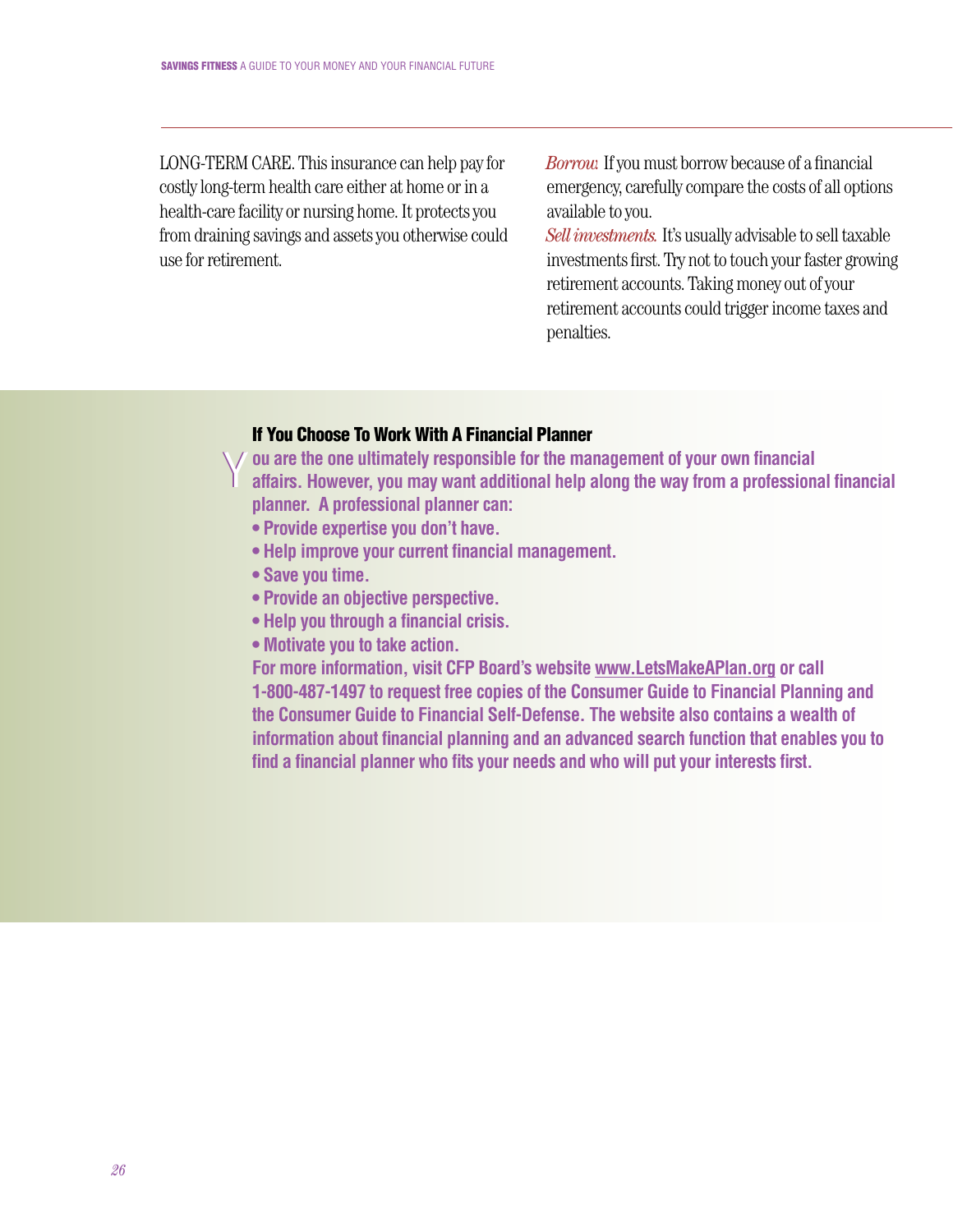LONG-TERM CARE. This insurance can help pay for costly long-term health care either at home or in a health-care facility or nursing home. It protects you from draining savings and assets you otherwise could use for retirement.

*Borrow.* If you must borrow because of a financial emergency, carefully compare the costs of all options available to you.

*Sell investments.* It's usually advisable to sell taxable investments first. Try not to touch your faster growing retirement accounts. Taking money out of your retirement accounts could trigger income taxes and penalties.

### If You Choose To Work With A Financial Planner

**You are the one ultimately responsible for the management of your own financial affairs. However, you may want additional help along the way from a professional financial planner. A professional planner can:**

- **Provide expertise you don't have.**
- **Help improve your current financial management.**
- **Save you time.**
- **Provide an objective perspective.**
- **Help you through a financial crisis.**
- **Motivate you to take action.**

**For more information, visit CFP Board's website www.LetsMakeAPlan.org or call 1-800-487-1497 to request free copies of the Consumer Guide to Financial Planning and the Consumer Guide to Financial Self-Defense. The website also contains a wealth of information about financial planning and an advanced search function that enables you to find a financial planner who fits your needs and who will put your interests first.**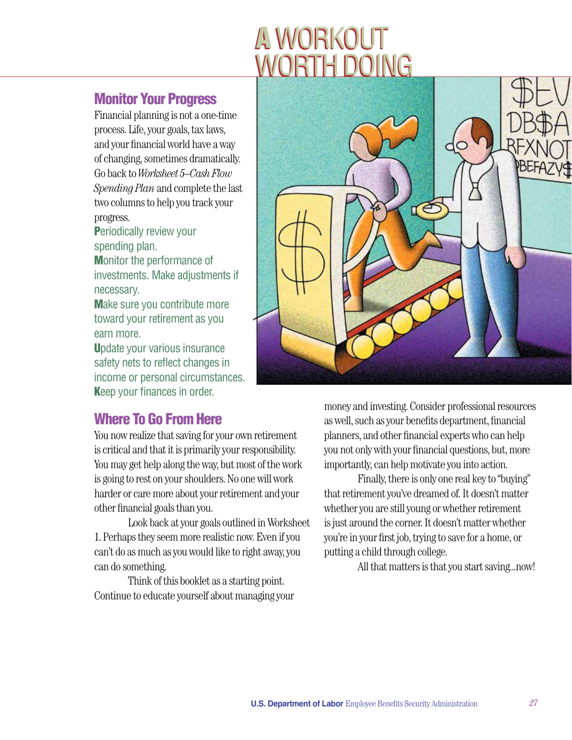# A WORKOUT WORTH DOING

## Monitor Your Progress

Financial planning is not a one-time process. Life, your goals, tax laws, and your financial world have a way of changing, sometimes dramatically. Go back to *Worksheet 5–Cash Flow Spending Plan* and complete the last two columns to help you track your progress.

**P**eriodically review your spending plan.
**M**onitor the performance of investments. Make adjustments if necessary.
**M**ake sure you contribute more toward your retirement as you earn more.
**U**pdate your various insurance safety nets to reflect changes in income or personal circumstances.
**K**eep your finances in order.

## Where To Go From Here

You now realize that saving for your own retirement is critical and that it is primarily your responsibility. You may get help along the way, but most of the work is going to rest on your shoulders. No one will work harder or care more about your retirement and your other financial goals than you.

Look back at your goals outlined in Worksheet 1. Perhaps they seem more realistic now. Even if you can't do as much as you would like to right away, you can do something.

Think of this booklet as a starting point. Continue to educate yourself about managing your money and investing. Consider professional resources as well, such as your benefits department, financial planners, and other financial experts who can help you not only with your financial questions, but, more importantly, can help motivate you into action.

Finally, there is only one real key to "buying" that retirement you've dreamed of. It doesn't matter whether you are still young or whether retirement is just around the corner. It doesn't matter whether you're in your first job, trying to save for a home, or putting a child through college.

All that matters is that you start saving...now!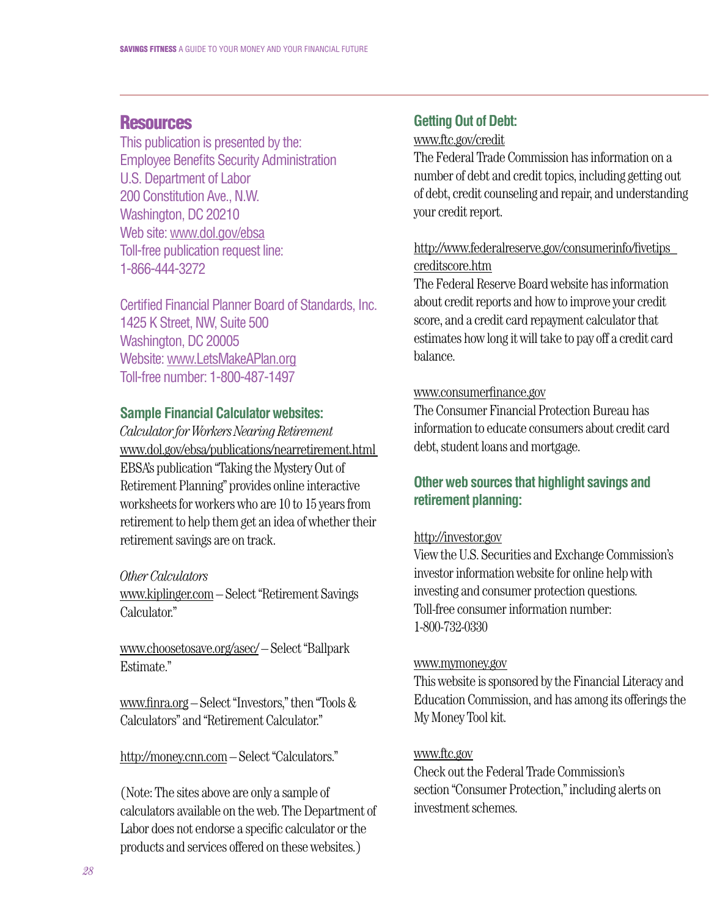## Resources

This publication is presented by the:
Employee Benefits Security Administration
U.S. Department of Labor
200 Constitution Ave., N.W.
Washington, DC 20210
Web site: www.dol.gov/ebsa
Toll-free publication request line:
1-866-444-3272

Certified Financial Planner Board of Standards, Inc.
1425 K Street, NW, Suite 500
Washington, DC 20005
Website: www.LetsMakeAPlan.org
Toll-free number: 1-800-487-1497

### Sample Financial Calculator websites:

*Calculator for Workers Nearing Retirement*
www.dol.gov/ebsa/publications/nearretirement.html
EBSA's publication "Taking the Mystery Out of Retirement Planning" provides online interactive worksheets for workers who are 10 to 15 years from retirement to help them get an idea of whether their retirement savings are on track.

*Other Calculators*
www.kiplinger.com – Select "Retirement Savings Calculator."

www.choosetosave.org/asec/ – Select "Ballpark Estimate."

www.finra.org – Select "Investors," then "Tools & Calculators" and "Retirement Calculator."

http://money.cnn.com – Select "Calculators."

(Note: The sites above are only a sample of calculators available on the web. The Department of Labor does not endorse a specific calculator or the products and services offered on these websites.)

### Getting Out of Debt:

www.ftc.gov/credit
The Federal Trade Commission has information on a number of debt and credit topics, including getting out of debt, credit counseling and repair, and understanding your credit report.

http://www.federalreserve.gov/consumerinfo/fivetips_creditscore.htm
The Federal Reserve Board website has information about credit reports and how to improve your credit score, and a credit card repayment calculator that estimates how long it will take to pay off a credit card balance.

www.consumerfinance.gov
The Consumer Financial Protection Bureau has information to educate consumers about credit card debt, student loans and mortgage.

### Other web sources that highlight savings and retirement planning:

http://investor.gov
View the U.S. Securities and Exchange Commission's investor information website for online help with investing and consumer protection questions.
Toll-free consumer information number:
1-800-732-0330

www.mymoney.gov
This website is sponsored by the Financial Literacy and Education Commission, and has among its offerings the My Money Tool kit.

www.ftc.gov
Check out the Federal Trade Commission's section "Consumer Protection," including alerts on investment schemes.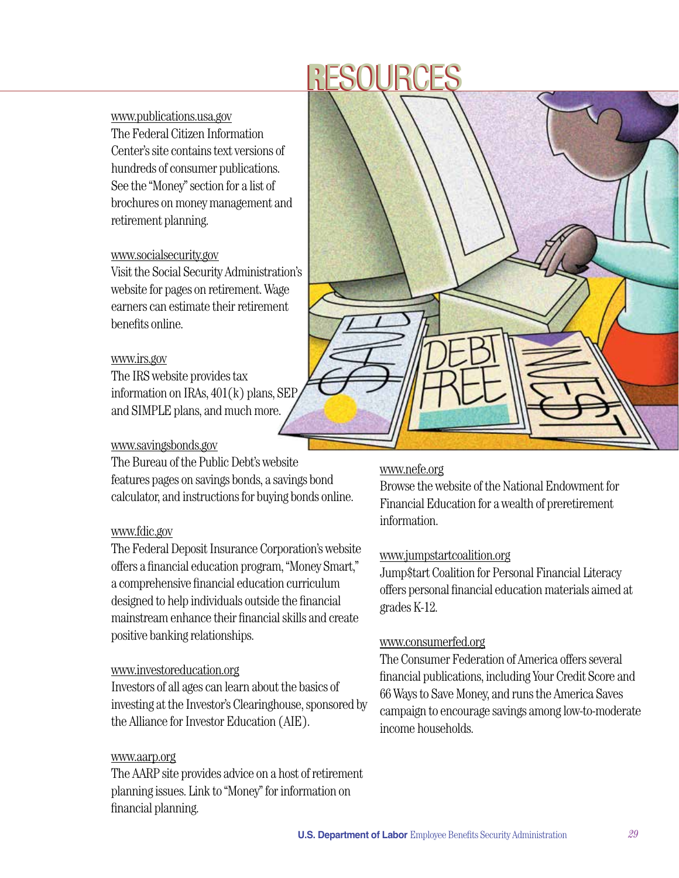# RESOURCES

www.publications.usa.gov
The Federal Citizen Information Center's site contains text versions of hundreds of consumer publications. See the "Money" section for a list of brochures on money management and retirement planning.

www.socialsecurity.gov
Visit the Social Security Administration's website for pages on retirement. Wage earners can estimate their retirement benefits online.

www.irs.gov
The IRS website provides tax information on IRAs, 401(k) plans, SEP and SIMPLE plans, and much more.

www.savingsbonds.gov
The Bureau of the Public Debt's website features pages on savings bonds, a savings bond calculator, and instructions for buying bonds online.

www.fdic.gov
The Federal Deposit Insurance Corporation's website offers a financial education program, "Money Smart," a comprehensive financial education curriculum designed to help individuals outside the financial mainstream enhance their financial skills and create positive banking relationships.

www.investoreducation.org
Investors of all ages can learn about the basics of investing at the Investor's Clearinghouse, sponsored by the Alliance for Investor Education (AIE).

www.aarp.org
The AARP site provides advice on a host of retirement planning issues. Link to "Money" for information on financial planning.

www.nefe.org
Browse the website of the National Endowment for Financial Education for a wealth of preretirement information.

www.jumpstartcoalition.org
Jump$tart Coalition for Personal Financial Literacy offers personal financial education materials aimed at grades K-12.

www.consumerfed.org
The Consumer Federation of America offers several financial publications, including Your Credit Score and 66 Ways to Save Money, and runs the America Saves campaign to encourage savings among low-to-moderate income households.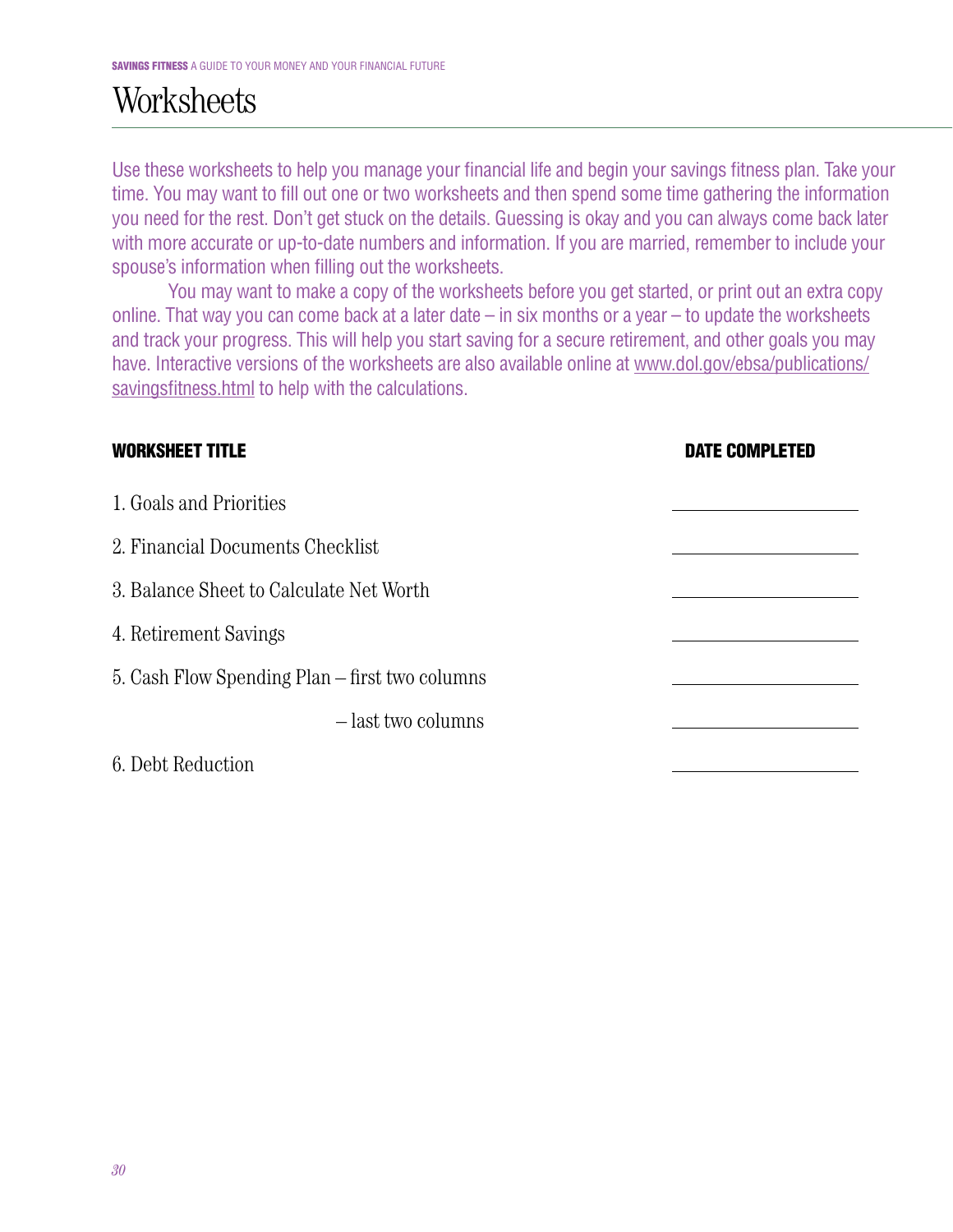# Worksheets

Use these worksheets to help you manage your financial life and begin your savings fitness plan. Take your time. You may want to fill out one or two worksheets and then spend some time gathering the information you need for the rest. Don't get stuck on the details. Guessing is okay and you can always come back later with more accurate or up-to-date numbers and information. If you are married, remember to include your spouse's information when filling out the worksheets.

You may want to make a copy of the worksheets before you get started, or print out an extra copy online. That way you can come back at a later date – in six months or a year – to update the worksheets and track your progress. This will help you start saving for a secure retirement, and other goals you may have. Interactive versions of the worksheets are also available online at www.dol.gov/ebsa/publications/savingsfitness.html to help with the calculations.

| WORKSHEET TITLE | DATE COMPLETED |
|---|---|
| 1. Goals and Priorities | ____________ |
| 2. Financial Documents Checklist | ____________ |
| 3. Balance Sheet to Calculate Net Worth | ____________ |
| 4. Retirement Savings | ____________ |
| 5. Cash Flow Spending Plan – first two columns | ____________ |
| – last two columns | ____________ |
| 6. Debt Reduction | ____________ |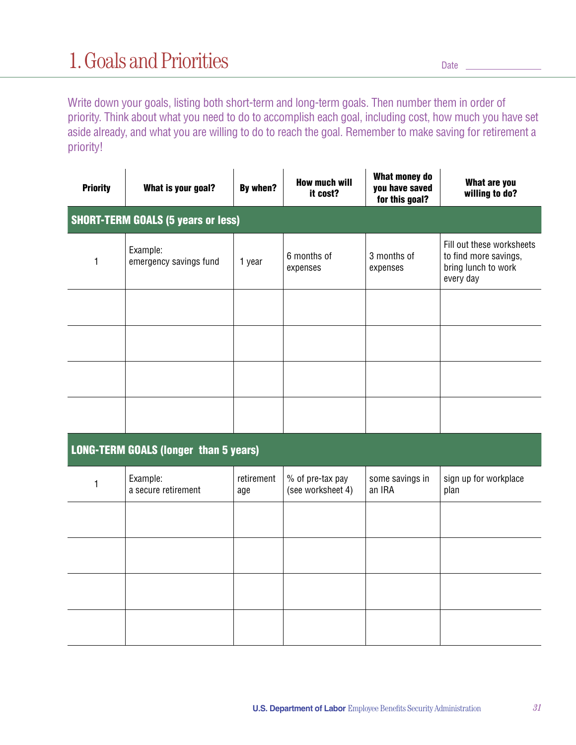# 1. Goals and Priorities

Date ________________

Write down your goals, listing both short-term and long-term goals. Then number them in order of priority. Think about what you need to do to accomplish each goal, including cost, how much you have set aside already, and what you are willing to do to reach the goal. Remember to make saving for retirement a priority!

| Priority | What is your goal? | By when? | How much will it cost? | What money do you have saved for this goal? | What are you willing to do? |
|---|---|---|---|---|---|
| **SHORT-TERM GOALS (5 years or less)** | | | | | |
| 1 | Example: emergency savings fund | 1 year | 6 months of expenses | 3 months of expenses | Fill out these worksheets to find more savings, bring lunch to work every day |
| | | | | | |
| | | | | | |
| | | | | | |
| | | | | | |
| **LONG-TERM GOALS (longer than 5 years)** | | | | | |
| 1 | Example: a secure retirement | retirement age | % of pre-tax pay (see worksheet 4) | some savings in an IRA | sign up for workplace plan |
| | | | | | |
| | | | | | |
| | | | | | |
| | | | | | |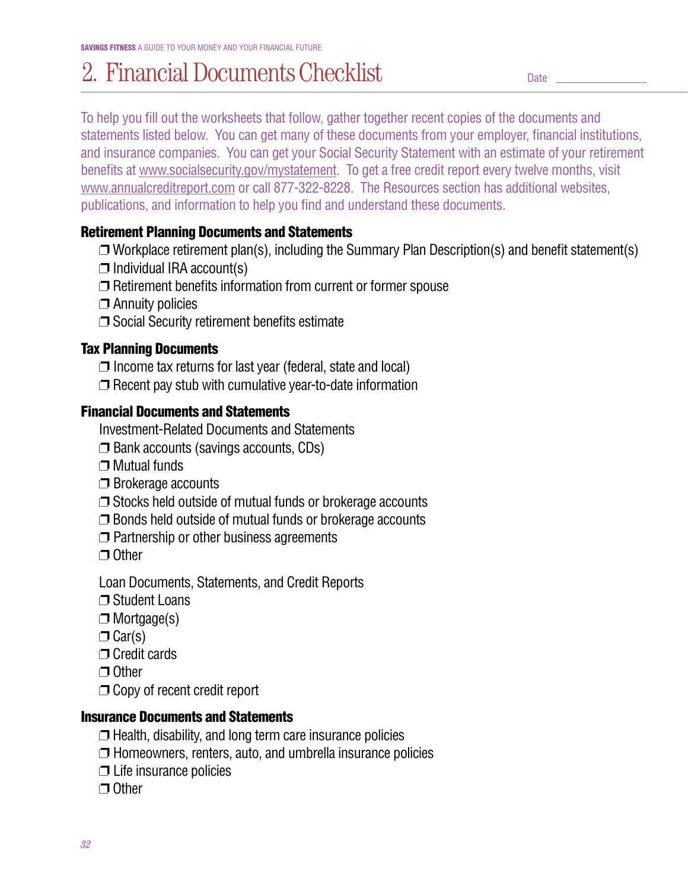# 2. Financial Documents Checklist

Date ________________

To help you fill out the worksheets that follow, gather together recent copies of the documents and statements listed below. You can get many of these documents from your employer, financial institutions, and insurance companies. You can get your Social Security Statement with an estimate of your retirement benefits at www.socialsecurity.gov/mystatement. To get a free credit report every twelve months, visit www.annualcreditreport.com or call 877-322-8228. The Resources section has additional websites, publications, and information to help you find and understand these documents.

### Retirement Planning Documents and Statements

- ❒ Workplace retirement plan(s), including the Summary Plan Description(s) and benefit statement(s)
- ❒ Individual IRA account(s)
- ❒ Retirement benefits information from current or former spouse
- ❒ Annuity policies
- ❒ Social Security retirement benefits estimate

### Tax Planning Documents

- ❒ Income tax returns for last year (federal, state and local)
- ❒ Recent pay stub with cumulative year-to-date information

### Financial Documents and Statements

Investment-Related Documents and Statements

- ❒ Bank accounts (savings accounts, CDs)
- ❒ Mutual funds
- ❒ Brokerage accounts
- ❒ Stocks held outside of mutual funds or brokerage accounts
- ❒ Bonds held outside of mutual funds or brokerage accounts
- ❒ Partnership or other business agreements
- ❒ Other

Loan Documents, Statements, and Credit Reports

- ❒ Student Loans
- ❒ Mortgage(s)
- ❒ Car(s)
- ❒ Credit cards
- ❒ Other
- ❒ Copy of recent credit report

### Insurance Documents and Statements

- ❒ Health, disability, and long term care insurance policies
- ❒ Homeowners, renters, auto, and umbrella insurance policies
- ❒ Life insurance policies
- ❒ Other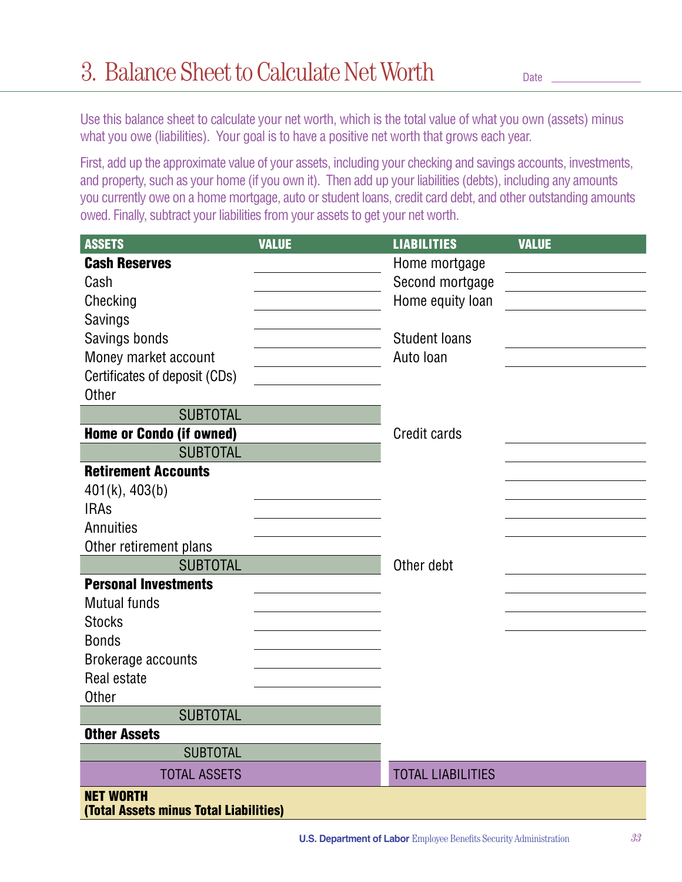# 3. Balance Sheet to Calculate Net Worth

Date ______________

Use this balance sheet to calculate your net worth, which is the total value of what you own (assets) minus what you owe (liabilities). Your goal is to have a positive net worth that grows each year.

First, add up the approximate value of your assets, including your checking and savings accounts, investments, and property, such as your home (if you own it). Then add up your liabilities (debts), including any amounts you currently owe on a home mortgage, auto or student loans, credit card debt, and other outstanding amounts owed. Finally, subtract your liabilities from your assets to get your net worth.

| ASSETS | VALUE | LIABILITIES | VALUE |
|---|---|---|---|
| **Cash Reserves** | | Home mortgage | |
| Cash | | Second mortgage | |
| Checking | | Home equity loan | |
| Savings | | | |
| Savings bonds | | Student loans | |
| Money market account | | Auto loan | |
| Certificates of deposit (CDs) | | | |
| Other | | | |
| SUBTOTAL | | | |
| **Home or Condo (if owned)** | | Credit cards | |
| SUBTOTAL | | | |
| **Retirement Accounts** | | | |
| 401(k), 403(b) | | | |
| IRAs | | | |
| Annuities | | | |
| Other retirement plans | | | |
| SUBTOTAL | | Other debt | |
| **Personal Investments** | | | |
| Mutual funds | | | |
| Stocks | | | |
| Bonds | | | |
| Brokerage accounts | | | |
| Real estate | | | |
| Other | | | |
| SUBTOTAL | | | |
| **Other Assets** | | | |
| SUBTOTAL | | | |
| TOTAL ASSETS | | TOTAL LIABILITIES | |
| **NET WORTH (Total Assets minus Total Liabilities)** | | | |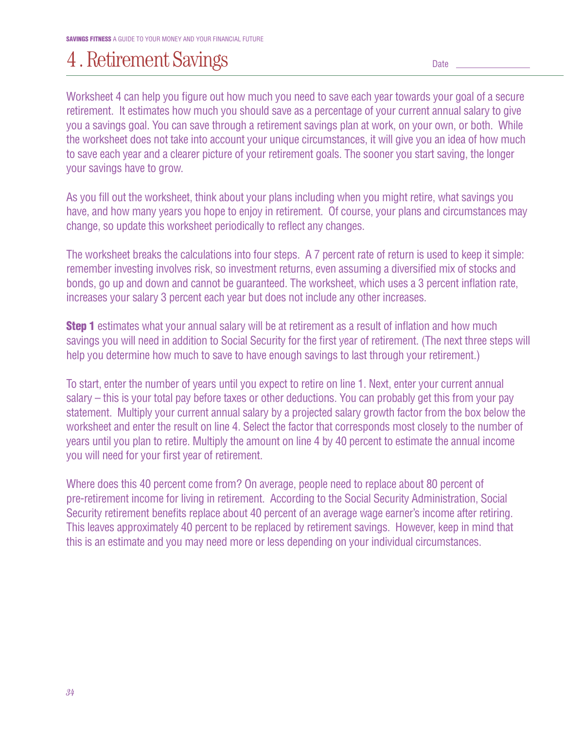# 4 . Retirement Savings

Date ______________

Worksheet 4 can help you figure out how much you need to save each year towards your goal of a secure retirement. It estimates how much you should save as a percentage of your current annual salary to give you a savings goal. You can save through a retirement savings plan at work, on your own, or both. While the worksheet does not take into account your unique circumstances, it will give you an idea of how much to save each year and a clearer picture of your retirement goals. The sooner you start saving, the longer your savings have to grow.

As you fill out the worksheet, think about your plans including when you might retire, what savings you have, and how many years you hope to enjoy in retirement. Of course, your plans and circumstances may change, so update this worksheet periodically to reflect any changes.

The worksheet breaks the calculations into four steps. A 7 percent rate of return is used to keep it simple: remember investing involves risk, so investment returns, even assuming a diversified mix of stocks and bonds, go up and down and cannot be guaranteed. The worksheet, which uses a 3 percent inflation rate, increases your salary 3 percent each year but does not include any other increases.

**Step 1** estimates what your annual salary will be at retirement as a result of inflation and how much savings you will need in addition to Social Security for the first year of retirement. (The next three steps will help you determine how much to save to have enough savings to last through your retirement.)

To start, enter the number of years until you expect to retire on line 1. Next, enter your current annual salary – this is your total pay before taxes or other deductions. You can probably get this from your pay statement. Multiply your current annual salary by a projected salary growth factor from the box below the worksheet and enter the result on line 4. Select the factor that corresponds most closely to the number of years until you plan to retire. Multiply the amount on line 4 by 40 percent to estimate the annual income you will need for your first year of retirement.

Where does this 40 percent come from? On average, people need to replace about 80 percent of pre-retirement income for living in retirement. According to the Social Security Administration, Social Security retirement benefits replace about 40 percent of an average wage earner's income after retiring. This leaves approximately 40 percent to be replaced by retirement savings. However, keep in mind that this is an estimate and you may need more or less depending on your individual circumstances.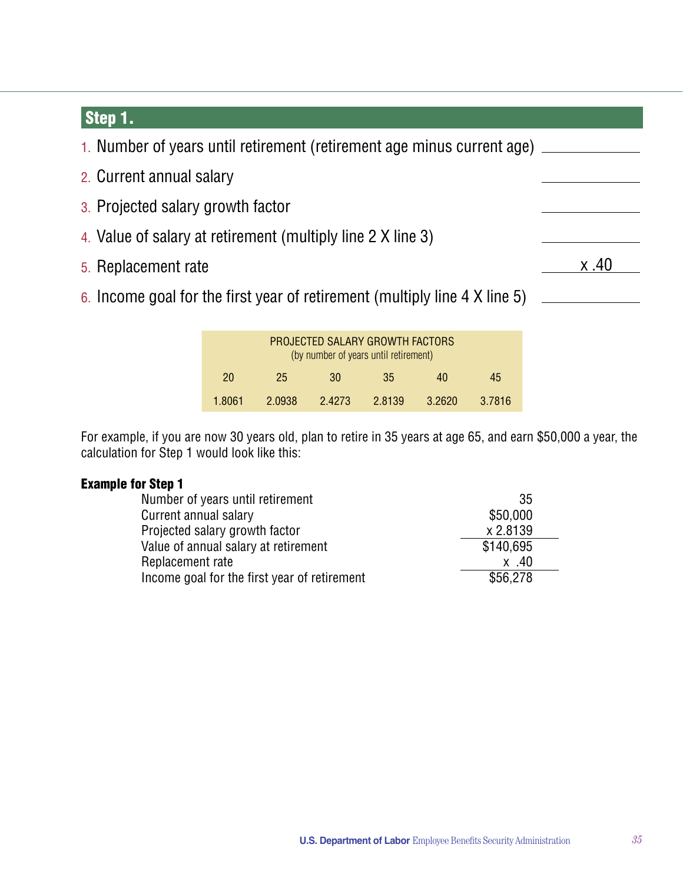## Step 1.

1. Number of years until retirement (retirement age minus current age) \_\_\_\_\_\_\_\_\_\_
2. Current annual salary \_\_\_\_\_\_\_\_\_\_
3. Projected salary growth factor \_\_\_\_\_\_\_\_\_\_
4. Value of salary at retirement (multiply line 2 X line 3) \_\_\_\_\_\_\_\_\_\_
5. Replacement rate x .40
6. Income goal for the first year of retirement (multiply line 4 X line 5) \_\_\_\_\_\_\_\_\_\_

| PROJECTED SALARY GROWTH FACTORS (by number of years until retirement) | | | | | |
|---|---|---|---|---|---|
| 20 | 25 | 30 | 35 | 40 | 45 |
| 1.8061 | 2.0938 | 2.4273 | 2.8139 | 3.2620 | 3.7816 |

For example, if you are now 30 years old, plan to retire in 35 years at age 65, and earn $50,000 a year, the calculation for Step 1 would look like this:

**Example for Step 1**

| | |
|---|---|
| Number of years until retirement | 35 |
| Current annual salary | $50,000 |
| Projected salary growth factor | x 2.8139 |
| Value of annual salary at retirement | $140,695 |
| Replacement rate | x .40 |
| Income goal for the first year of retirement | $56,278 |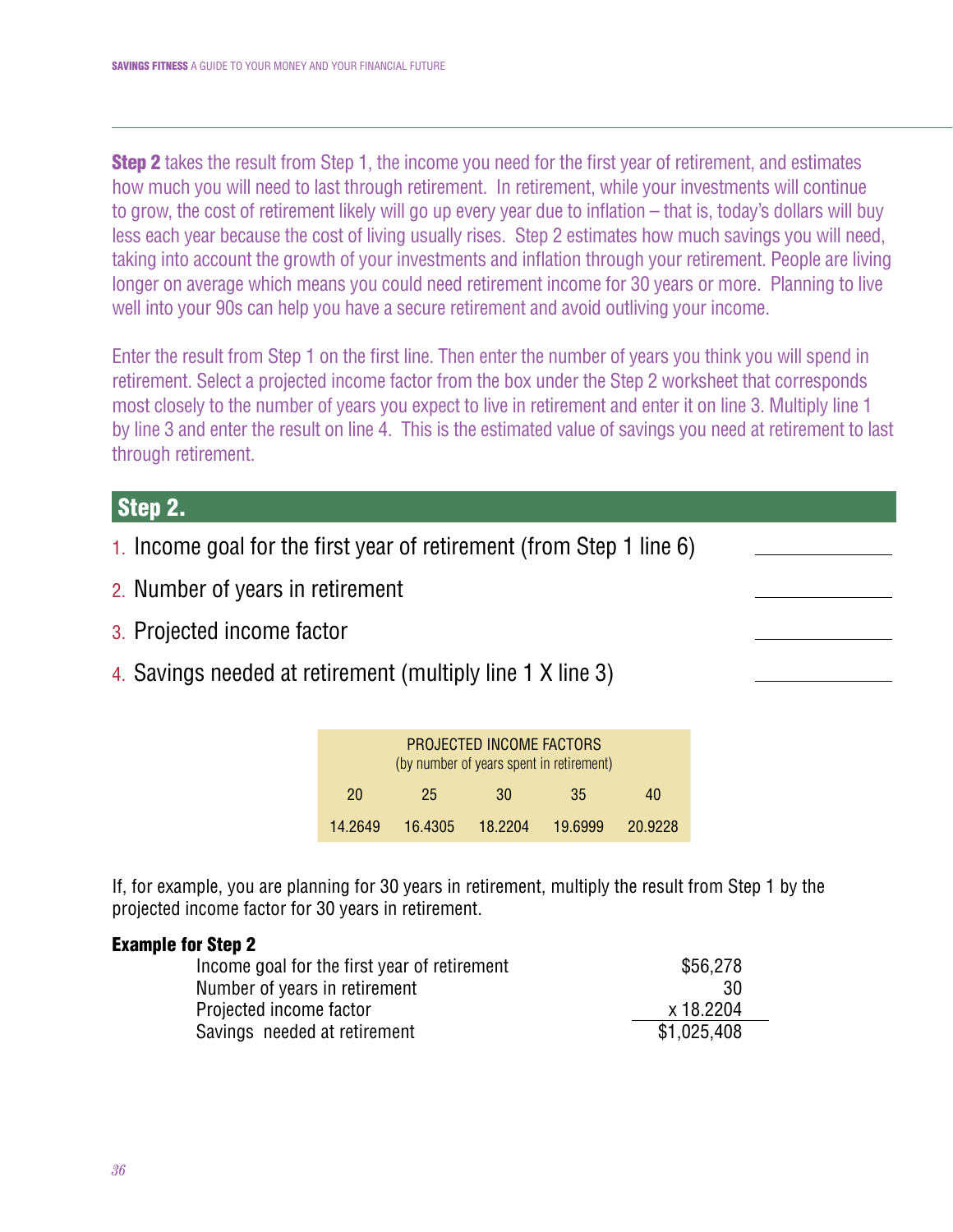**Step 2** takes the result from Step 1, the income you need for the first year of retirement, and estimates how much you will need to last through retirement. In retirement, while your investments will continue to grow, the cost of retirement likely will go up every year due to inflation – that is, today's dollars will buy less each year because the cost of living usually rises. Step 2 estimates how much savings you will need, taking into account the growth of your investments and inflation through your retirement. People are living longer on average which means you could need retirement income for 30 years or more. Planning to live well into your 90s can help you have a secure retirement and avoid outliving your income.

Enter the result from Step 1 on the first line. Then enter the number of years you think you will spend in retirement. Select a projected income factor from the box under the Step 2 worksheet that corresponds most closely to the number of years you expect to live in retirement and enter it on line 3. Multiply line 1 by line 3 and enter the result on line 4. This is the estimated value of savings you need at retirement to last through retirement.

## Step 2.

1. Income goal for the first year of retirement (from Step 1 line 6) \_\_\_\_\_\_\_\_\_\_
2. Number of years in retirement \_\_\_\_\_\_\_\_\_\_
3. Projected income factor \_\_\_\_\_\_\_\_\_\_
4. Savings needed at retirement (multiply line 1 X line 3) \_\_\_\_\_\_\_\_\_\_

PROJECTED INCOME FACTORS
(by number of years spent in retirement)

| 20 | 25 | 30 | 35 | 40 |
|---|---|---|---|---|
| 14.2649 | 16.4305 | 18.2204 | 19.6999 | 20.9228 |

If, for example, you are planning for 30 years in retirement, multiply the result from Step 1 by the projected income factor for 30 years in retirement.

**Example for Step 2**

| | |
|---|---|
| Income goal for the first year of retirement | $56,278 |
| Number of years in retirement | 30 |
| Projected income factor | x 18.2204 |
| Savings needed at retirement | $1,025,408 |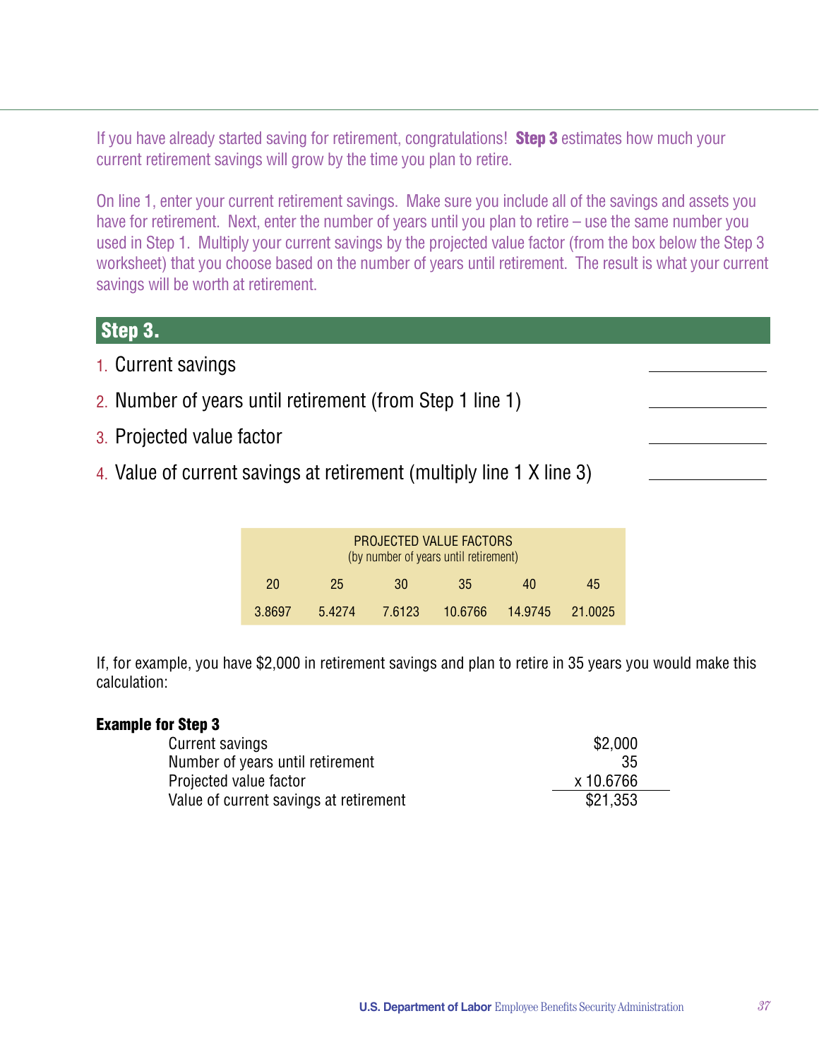If you have already started saving for retirement, congratulations! **Step 3** estimates how much your current retirement savings will grow by the time you plan to retire.

On line 1, enter your current retirement savings. Make sure you include all of the savings and assets you have for retirement. Next, enter the number of years until you plan to retire – use the same number you used in Step 1. Multiply your current savings by the projected value factor (from the box below the Step 3 worksheet) that you choose based on the number of years until retirement. The result is what your current savings will be worth at retirement.

## Step 3.

1. Current savings \_\_\_\_\_\_\_\_\_\_
2. Number of years until retirement (from Step 1 line 1) \_\_\_\_\_\_\_\_\_\_
3. Projected value factor \_\_\_\_\_\_\_\_\_\_
4. Value of current savings at retirement (multiply line 1 X line 3) \_\_\_\_\_\_\_\_\_\_

PROJECTED VALUE FACTORS
(by number of years until retirement)

| 20 | 25 | 30 | 35 | 40 | 45 |
|---|---|---|---|---|---|
| 3.8697 | 5.4274 | 7.6123 | 10.6766 | 14.9745 | 21.0025 |

If, for example, you have $2,000 in retirement savings and plan to retire in 35 years you would make this calculation:

**Example for Step 3**

| | |
|---|---|
| Current savings | $2,000 |
| Number of years until retirement | 35 |
| Projected value factor | x 10.6766 |
| Value of current savings at retirement | $21,353 |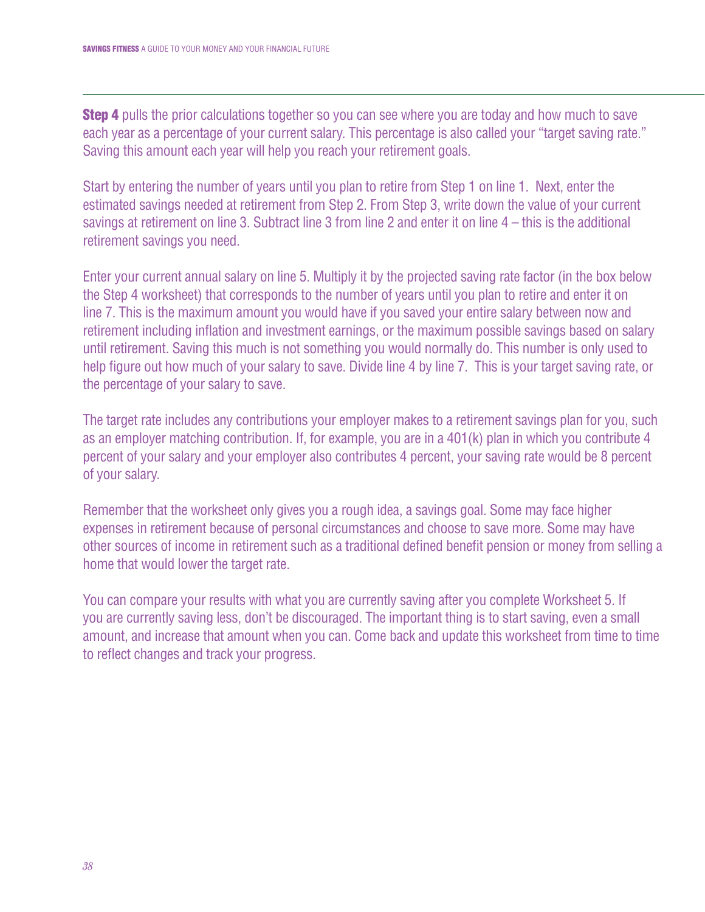**Step 4** pulls the prior calculations together so you can see where you are today and how much to save each year as a percentage of your current salary. This percentage is also called your "target saving rate." Saving this amount each year will help you reach your retirement goals.

Start by entering the number of years until you plan to retire from Step 1 on line 1. Next, enter the estimated savings needed at retirement from Step 2. From Step 3, write down the value of your current savings at retirement on line 3. Subtract line 3 from line 2 and enter it on line 4 – this is the additional retirement savings you need.

Enter your current annual salary on line 5. Multiply it by the projected saving rate factor (in the box below the Step 4 worksheet) that corresponds to the number of years until you plan to retire and enter it on line 7. This is the maximum amount you would have if you saved your entire salary between now and retirement including inflation and investment earnings, or the maximum possible savings based on salary until retirement. Saving this much is not something you would normally do. This number is only used to help figure out how much of your salary to save. Divide line 4 by line 7. This is your target saving rate, or the percentage of your salary to save.

The target rate includes any contributions your employer makes to a retirement savings plan for you, such as an employer matching contribution. If, for example, you are in a 401(k) plan in which you contribute 4 percent of your salary and your employer also contributes 4 percent, your saving rate would be 8 percent of your salary.

Remember that the worksheet only gives you a rough idea, a savings goal. Some may face higher expenses in retirement because of personal circumstances and choose to save more. Some may have other sources of income in retirement such as a traditional defined benefit pension or money from selling a home that would lower the target rate.

You can compare your results with what you are currently saving after you complete Worksheet 5. If you are currently saving less, don't be discouraged. The important thing is to start saving, even a small amount, and increase that amount when you can. Come back and update this worksheet from time to time to reflect changes and track your progress.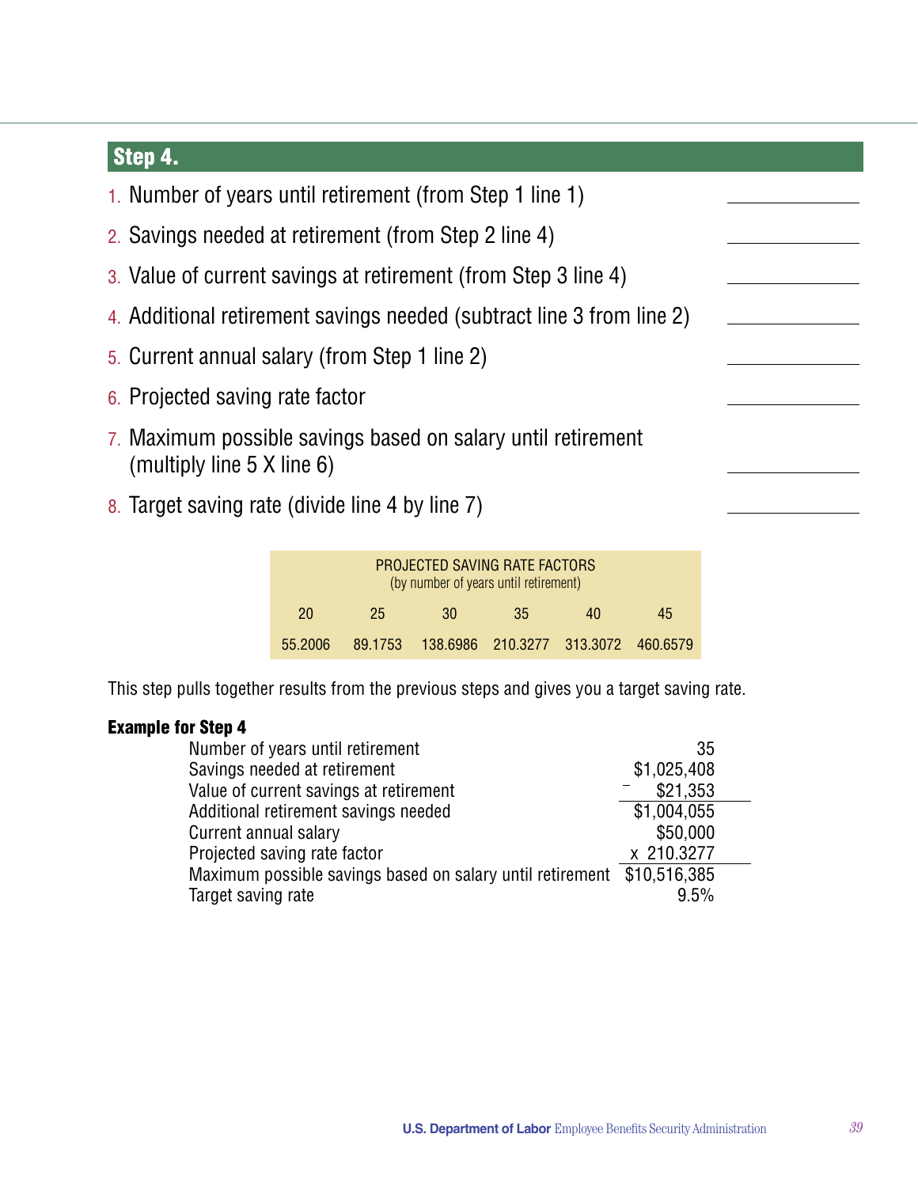## Step 4.

1. Number of years until retirement (from Step 1 line 1) \_\_\_\_\_\_\_\_\_\_
2. Savings needed at retirement (from Step 2 line 4) \_\_\_\_\_\_\_\_\_\_
3. Value of current savings at retirement (from Step 3 line 4) \_\_\_\_\_\_\_\_\_\_
4. Additional retirement savings needed (subtract line 3 from line 2) \_\_\_\_\_\_\_\_\_\_
5. Current annual salary (from Step 1 line 2) \_\_\_\_\_\_\_\_\_\_
6. Projected saving rate factor \_\_\_\_\_\_\_\_\_\_
7. Maximum possible savings based on salary until retirement (multiply line 5 X line 6) \_\_\_\_\_\_\_\_\_\_
8. Target saving rate (divide line 4 by line 7) \_\_\_\_\_\_\_\_\_\_

| PROJECTED SAVING RATE FACTORS (by number of years until retirement) | | | | | |
|---|---|---|---|---|---|
| 20 | 25 | 30 | 35 | 40 | 45 |
| 55.2006 | 89.1753 | 138.6986 | 210.3277 | 313.3072 | 460.6579 |

This step pulls together results from the previous steps and gives you a target saving rate.

**Example for Step 4**

| | |
|---|---|
| Number of years until retirement | 35 |
| Savings needed at retirement | $1,025,408 |
| Value of current savings at retirement | − $21,353 |
| Additional retirement savings needed | $1,004,055 |
| Current annual salary | $50,000 |
| Projected saving rate factor | x 210.3277 |
| Maximum possible savings based on salary until retirement | $10,516,385 |
| Target saving rate | 9.5% |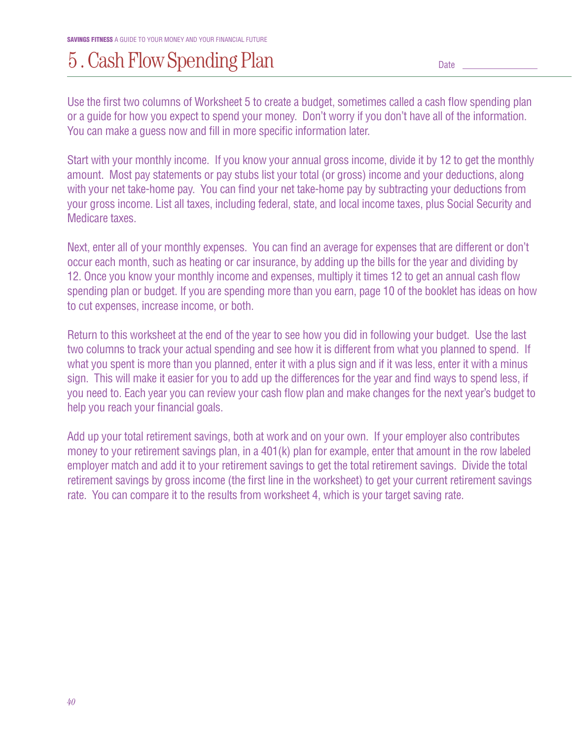# 5 . Cash Flow Spending Plan

Date _______________

Use the first two columns of Worksheet 5 to create a budget, sometimes called a cash flow spending plan or a guide for how you expect to spend your money. Don't worry if you don't have all of the information. You can make a guess now and fill in more specific information later.

Start with your monthly income. If you know your annual gross income, divide it by 12 to get the monthly amount. Most pay statements or pay stubs list your total (or gross) income and your deductions, along with your net take-home pay. You can find your net take-home pay by subtracting your deductions from your gross income. List all taxes, including federal, state, and local income taxes, plus Social Security and Medicare taxes.

Next, enter all of your monthly expenses. You can find an average for expenses that are different or don't occur each month, such as heating or car insurance, by adding up the bills for the year and dividing by 12. Once you know your monthly income and expenses, multiply it times 12 to get an annual cash flow spending plan or budget. If you are spending more than you earn, page 10 of the booklet has ideas on how to cut expenses, increase income, or both.

Return to this worksheet at the end of the year to see how you did in following your budget. Use the last two columns to track your actual spending and see how it is different from what you planned to spend. If what you spent is more than you planned, enter it with a plus sign and if it was less, enter it with a minus sign. This will make it easier for you to add up the differences for the year and find ways to spend less, if you need to. Each year you can review your cash flow plan and make changes for the next year's budget to help you reach your financial goals.

Add up your total retirement savings, both at work and on your own. If your employer also contributes money to your retirement savings plan, in a 401(k) plan for example, enter that amount in the row labeled employer match and add it to your retirement savings to get the total retirement savings. Divide the total retirement savings by gross income (the first line in the worksheet) to get your current retirement savings rate. You can compare it to the results from worksheet 4, which is your target saving rate.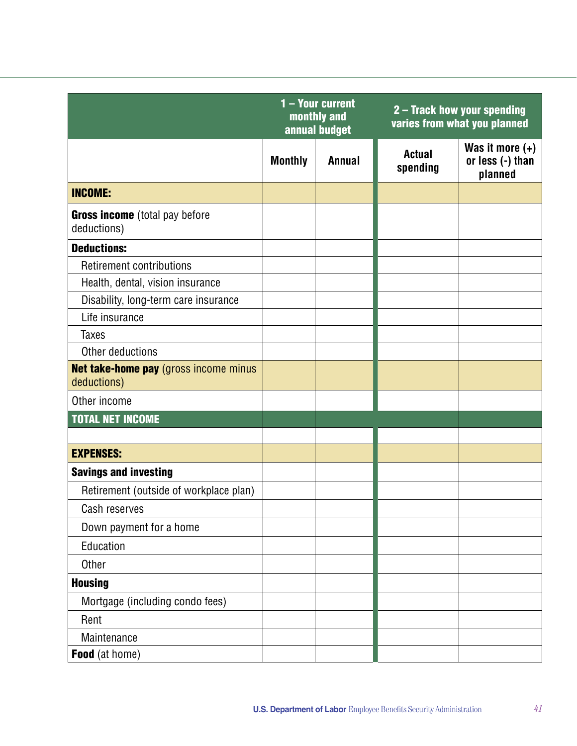| | 1 – Your current monthly and annual budget | | 2 – Track how your spending varies from what you planned | |
|---|---|---|---|---|
| | **Monthly** | **Annual** | **Actual spending** | **Was it more (+) or less (-) than planned** |
| **INCOME:** | | | | |
| **Gross income** (total pay before deductions) | | | | |
| **Deductions:** | | | | |
| Retirement contributions | | | | |
| Health, dental, vision insurance | | | | |
| Disability, long-term care insurance | | | | |
| Life insurance | | | | |
| Taxes | | | | |
| Other deductions | | | | |
| **Net take-home pay** (gross income minus deductions) | | | | |
| Other income | | | | |
| **TOTAL NET INCOME** | | | | |
| | | | | |
| **EXPENSES:** | | | | |
| **Savings and investing** | | | | |
| Retirement (outside of workplace plan) | | | | |
| Cash reserves | | | | |
| Down payment for a home | | | | |
| Education | | | | |
| Other | | | | |
| **Housing** | | | | |
| Mortgage (including condo fees) | | | | |
| Rent | | | | |
| Maintenance | | | | |
| **Food** (at home) | | | | |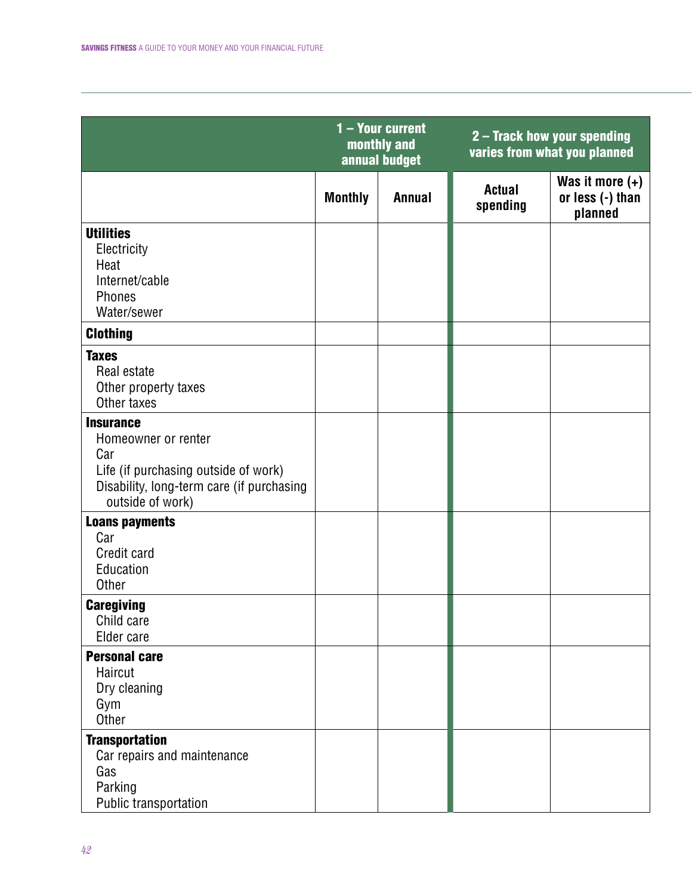| | 1 – Your current monthly and annual budget | | 2 – Track how your spending varies from what you planned | |
|---|---|---|---|---|
| | **Monthly** | **Annual** | **Actual spending** | **Was it more (+) or less (-) than planned** |
| **Utilities**<br>Electricity<br>Heat<br>Internet/cable<br>Phones<br>Water/sewer | | | | |
| **Clothing** | | | | |
| **Taxes**<br>Real estate<br>Other property taxes<br>Other taxes | | | | |
| **Insurance**<br>Homeowner or renter<br>Car<br>Life (if purchasing outside of work)<br>Disability, long-term care (if purchasing outside of work) | | | | |
| **Loans payments**<br>Car<br>Credit card<br>Education<br>Other | | | | |
| **Caregiving**<br>Child care<br>Elder care | | | | |
| **Personal care**<br>Haircut<br>Dry cleaning<br>Gym<br>Other | | | | |
| **Transportation**<br>Car repairs and maintenance<br>Gas<br>Parking<br>Public transportation | | | | |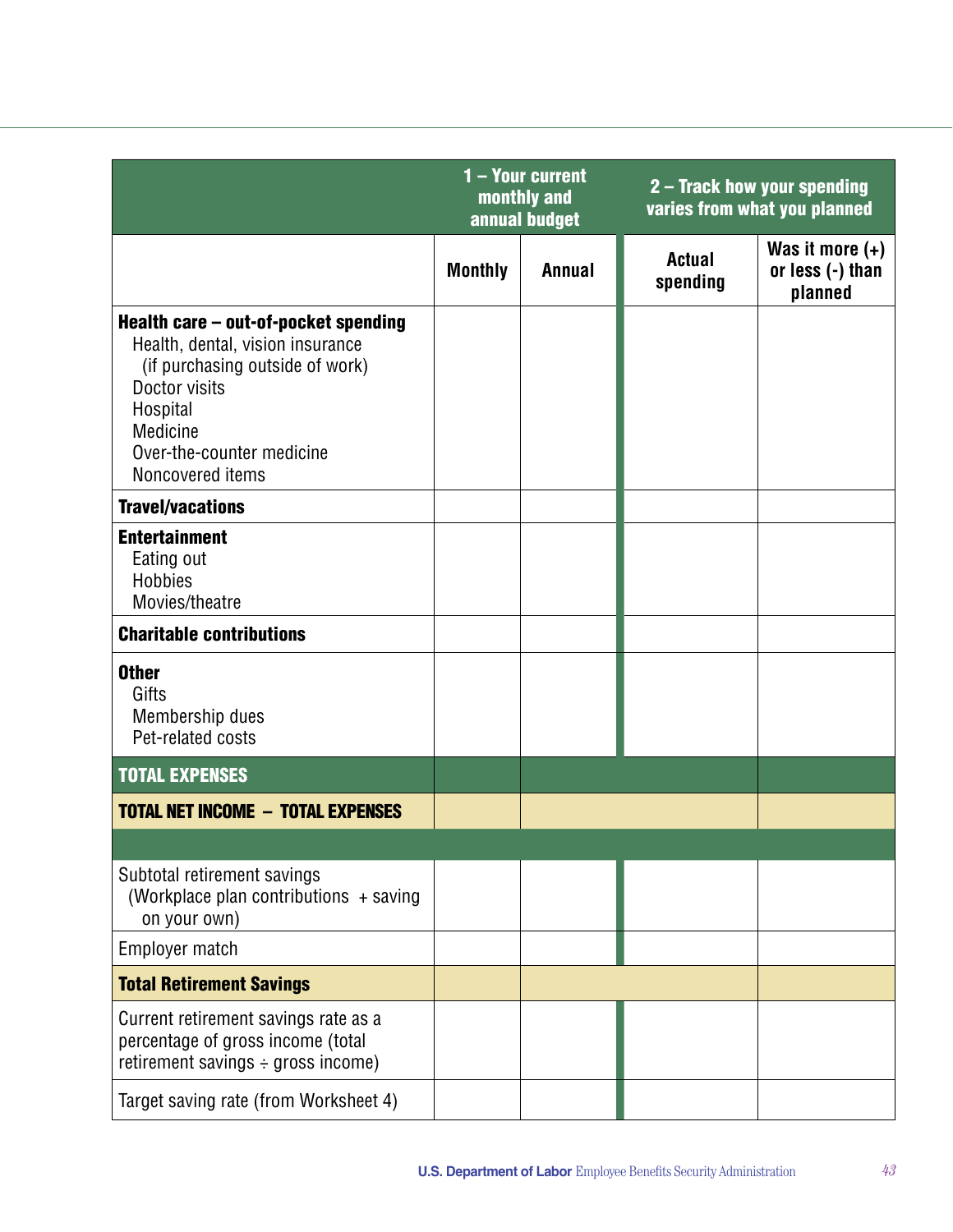| | 1 – Your current monthly and annual budget | | 2 – Track how your spending varies from what you planned | |
|---|---|---|---|---|
| | Monthly | Annual | Actual spending | Was it more (+) or less (-) than planned |
| **Health care – out-of-pocket spending**<br>Health, dental, vision insurance (if purchasing outside of work)<br>Doctor visits<br>Hospital<br>Medicine<br>Over-the-counter medicine<br>Noncovered items | | | | |
| **Travel/vacations** | | | | |
| **Entertainment**<br>Eating out<br>Hobbies<br>Movies/theatre | | | | |
| **Charitable contributions** | | | | |
| **Other**<br>Gifts<br>Membership dues<br>Pet-related costs | | | | |
| **TOTAL EXPENSES** | | | | |
| **TOTAL NET INCOME – TOTAL EXPENSES** | | | | |
| | | | | |
| Subtotal retirement savings (Workplace plan contributions + saving on your own) | | | | |
| Employer match | | | | |
| **Total Retirement Savings** | | | | |
| Current retirement savings rate as a percentage of gross income (total retirement savings ÷ gross income) | | | | |
| Target saving rate (from Worksheet 4) | | | | |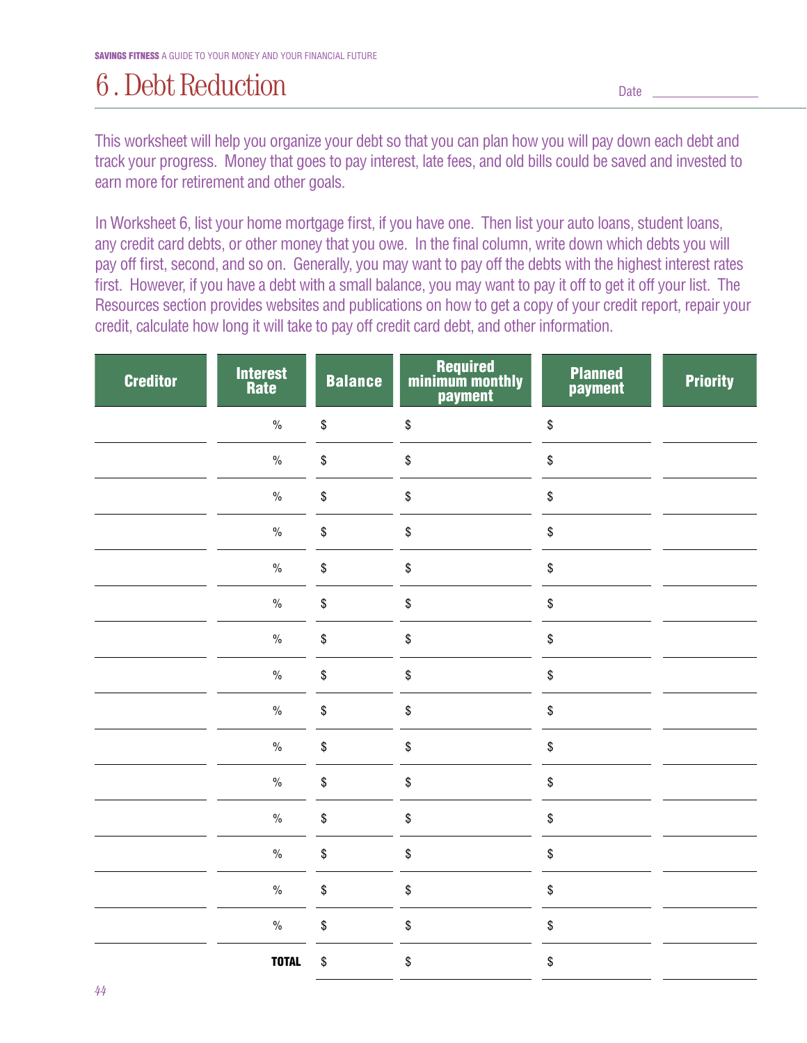# 6 . Debt Reduction

Date \_\_\_\_\_\_\_\_\_\_\_\_\_\_\_\_

This worksheet will help you organize your debt so that you can plan how you will pay down each debt and track your progress. Money that goes to pay interest, late fees, and old bills could be saved and invested to earn more for retirement and other goals.

In Worksheet 6, list your home mortgage first, if you have one. Then list your auto loans, student loans, any credit card debts, or other money that you owe. In the final column, write down which debts you will pay off first, second, and so on. Generally, you may want to pay off the debts with the highest interest rates first. However, if you have a debt with a small balance, you may want to pay it off to get it off your list. The Resources section provides websites and publications on how to get a copy of your credit report, repair your credit, calculate how long it will take to pay off credit card debt, and other information.

| Creditor | Interest Rate | Balance | Required minimum monthly payment | Planned payment | Priority |
|---|---|---|---|---|---|
| | % | $ | $ | $ | |
| | % | $ | $ | $ | |
| | % | $ | $ | $ | |
| | % | $ | $ | $ | |
| | % | $ | $ | $ | |
| | % | $ | $ | $ | |
| | % | $ | $ | $ | |
| | % | $ | $ | $ | |
| | % | $ | $ | $ | |
| | % | $ | $ | $ | |
| | % | $ | $ | $ | |
| | % | $ | $ | $ | |
| | % | $ | $ | $ | |
| | % | $ | $ | $ | |
| | % | $ | $ | $ | |
| | **TOTAL** | $ | $ | $ | |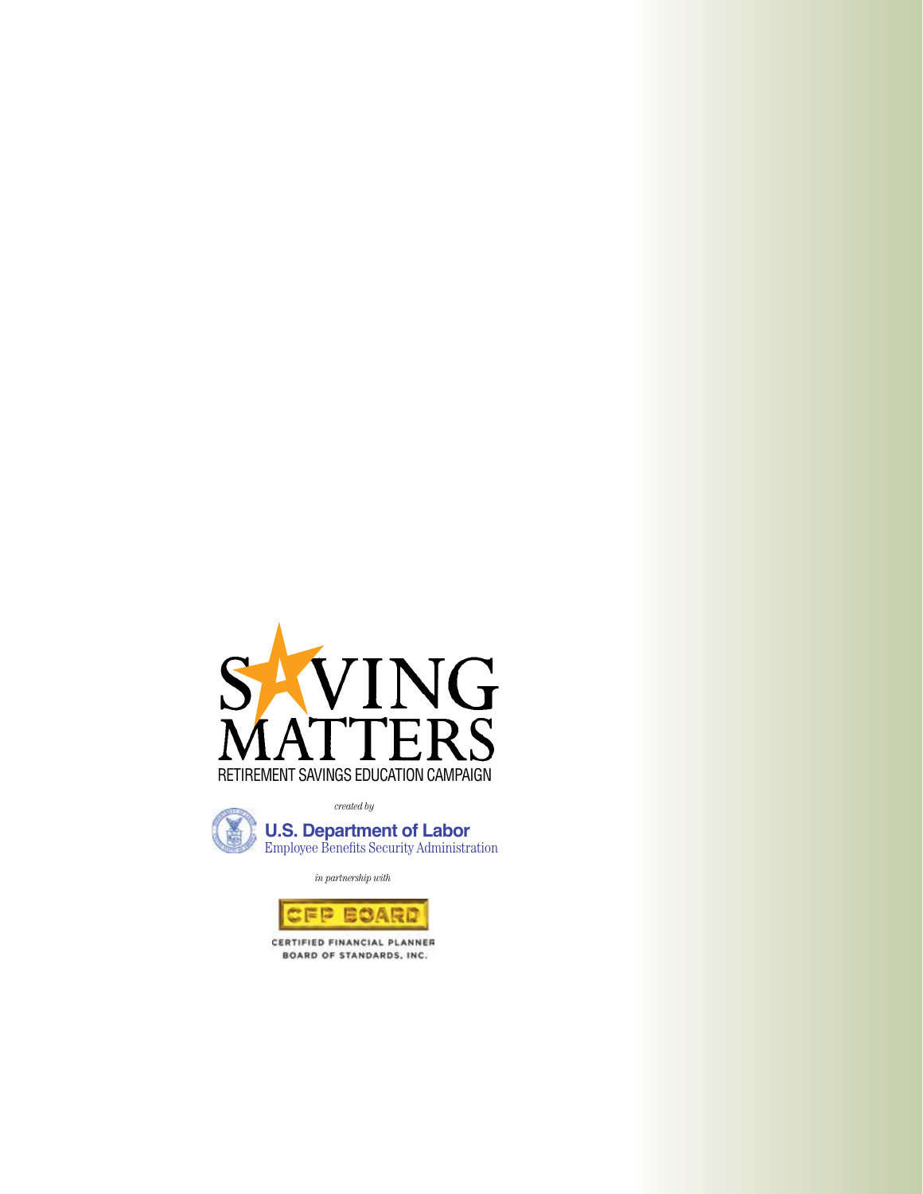SAVING MATTERS

RETIREMENT SAVINGS EDUCATION CAMPAIGN

*created by*

**U.S. Department of Labor**
Employee Benefits Security Administration

*in partnership with*

CFP BOARD

CERTIFIED FINANCIAL PLANNER BOARD OF STANDARDS, INC.